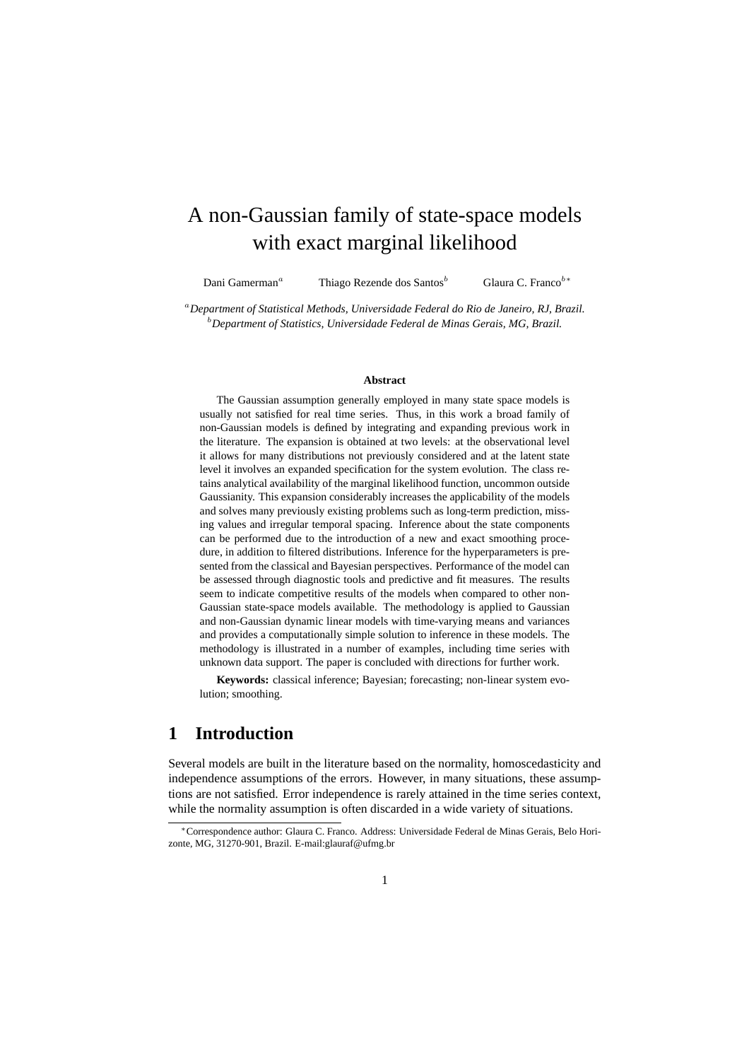# A non-Gaussian family of state-space models with exact marginal likelihood

Dani Gamerman[a] Thiago Rezende dos Santos[b] Glaura C. Franco[b*]

[a] *Department of Statistical Methods, Universidade Federal do Rio de Janeiro, RJ, Brazil.*
[b] *Department of Statistics, Universidade Federal de Minas Gerais, MG, Brazil.*

**Abstract**

The Gaussian assumption generally employed in many state space models is usually not satisfied for real time series. Thus, in this work a broad family of non-Gaussian models is defined by integrating and expanding previous work in the literature. The expansion is obtained at two levels: at the observational level it allows for many distributions not previously considered and at the latent state level it involves an expanded specification for the system evolution. The class retains analytical availability of the marginal likelihood function, uncommon outside Gaussianity. This expansion considerably increases the applicability of the models and solves many previously existing problems such as long-term prediction, missing values and irregular temporal spacing. Inference about the state components can be performed due to the introduction of a new and exact smoothing procedure, in addition to filtered distributions. Inference for the hyperparameters is presented from the classical and Bayesian perspectives. Performance of the model can be assessed through diagnostic tools and predictive and fit measures. The results seem to indicate competitive results of the models when compared to other non-Gaussian state-space models available. The methodology is applied to Gaussian and non-Gaussian dynamic linear models with time-varying means and variances and provides a computationally simple solution to inference in these models. The methodology is illustrated in a number of examples, including time series with unknown data support. The paper is concluded with directions for further work.

**Keywords:** classical inference; Bayesian; forecasting; non-linear system evolution; smoothing.

## 1 Introduction

Several models are built in the literature based on the normality, homoscedasticity and independence assumptions of the errors. However, in many situations, these assumptions are not satisfied. Error independence is rarely attained in the time series context, while the normality assumption is often discarded in a wide variety of situations.

[*] Correspondence author: Glaura C. Franco. Address: Universidade Federal de Minas Gerais, Belo Horizonte, MG, 31270-901, Brazil. E-mail:glauraf@ufmg.br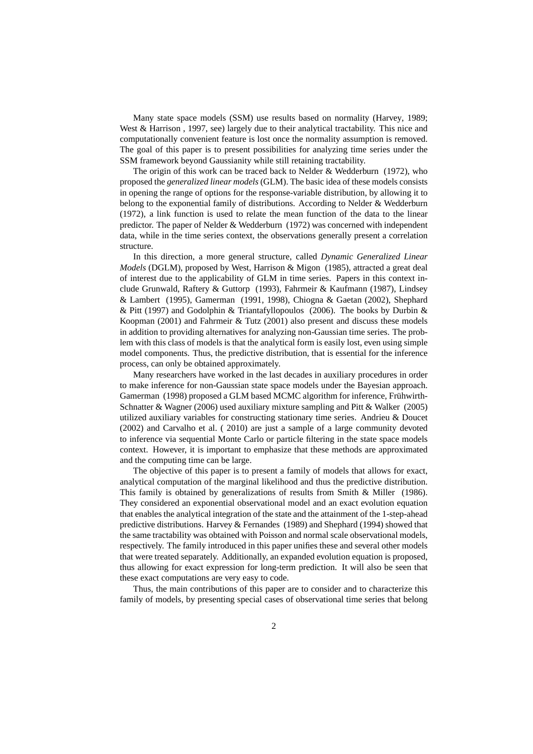Many state space models (SSM) use results based on normality (Harvey, 1989; West & Harrison , 1997, see) largely due to their analytical tractability. This nice and computationally convenient feature is lost once the normality assumption is removed. The goal of this paper is to present possibilities for analyzing time series under the SSM framework beyond Gaussianity while still retaining tractability.

The origin of this work can be traced back to Nelder & Wedderburn (1972), who proposed the *generalized linear models* (GLM). The basic idea of these models consists in opening the range of options for the response-variable distribution, by allowing it to belong to the exponential family of distributions. According to Nelder & Wedderburn (1972), a link function is used to relate the mean function of the data to the linear predictor. The paper of Nelder & Wedderburn (1972) was concerned with independent data, while in the time series context, the observations generally present a correlation structure.

In this direction, a more general structure, called *Dynamic Generalized Linear Models* (DGLM), proposed by West, Harrison & Migon (1985), attracted a great deal of interest due to the applicability of GLM in time series. Papers in this context include Grunwald, Raftery & Guttorp (1993), Fahrmeir & Kaufmann (1987), Lindsey & Lambert (1995), Gamerman (1991, 1998), Chiogna & Gaetan (2002), Shephard & Pitt (1997) and Godolphin & Triantafyllopoulos (2006). The books by Durbin & Koopman (2001) and Fahrmeir & Tutz (2001) also present and discuss these models in addition to providing alternatives for analyzing non-Gaussian time series. The problem with this class of models is that the analytical form is easily lost, even using simple model components. Thus, the predictive distribution, that is essential for the inference process, can only be obtained approximately.

Many researchers have worked in the last decades in auxiliary procedures in order to make inference for non-Gaussian state space models under the Bayesian approach. Gamerman (1998) proposed a GLM based MCMC algorithm for inference, Frühwirth-Schnatter & Wagner (2006) used auxiliary mixture sampling and Pitt & Walker (2005) utilized auxiliary variables for constructing stationary time series. Andrieu & Doucet (2002) and Carvalho et al. ( 2010) are just a sample of a large community devoted to inference via sequential Monte Carlo or particle filtering in the state space models context. However, it is important to emphasize that these methods are approximated and the computing time can be large.

The objective of this paper is to present a family of models that allows for exact, analytical computation of the marginal likelihood and thus the predictive distribution. This family is obtained by generalizations of results from Smith & Miller (1986). They considered an exponential observational model and an exact evolution equation that enables the analytical integration of the state and the attainment of the 1-step-ahead predictive distributions. Harvey & Fernandes (1989) and Shephard (1994) showed that the same tractability was obtained with Poisson and normal scale observational models, respectively. The family introduced in this paper unifies these and several other models that were treated separately. Additionally, an expanded evolution equation is proposed, thus allowing for exact expression for long-term prediction. It will also be seen that these exact computations are very easy to code.

Thus, the main contributions of this paper are to consider and to characterize this family of models, by presenting special cases of observational time series that belong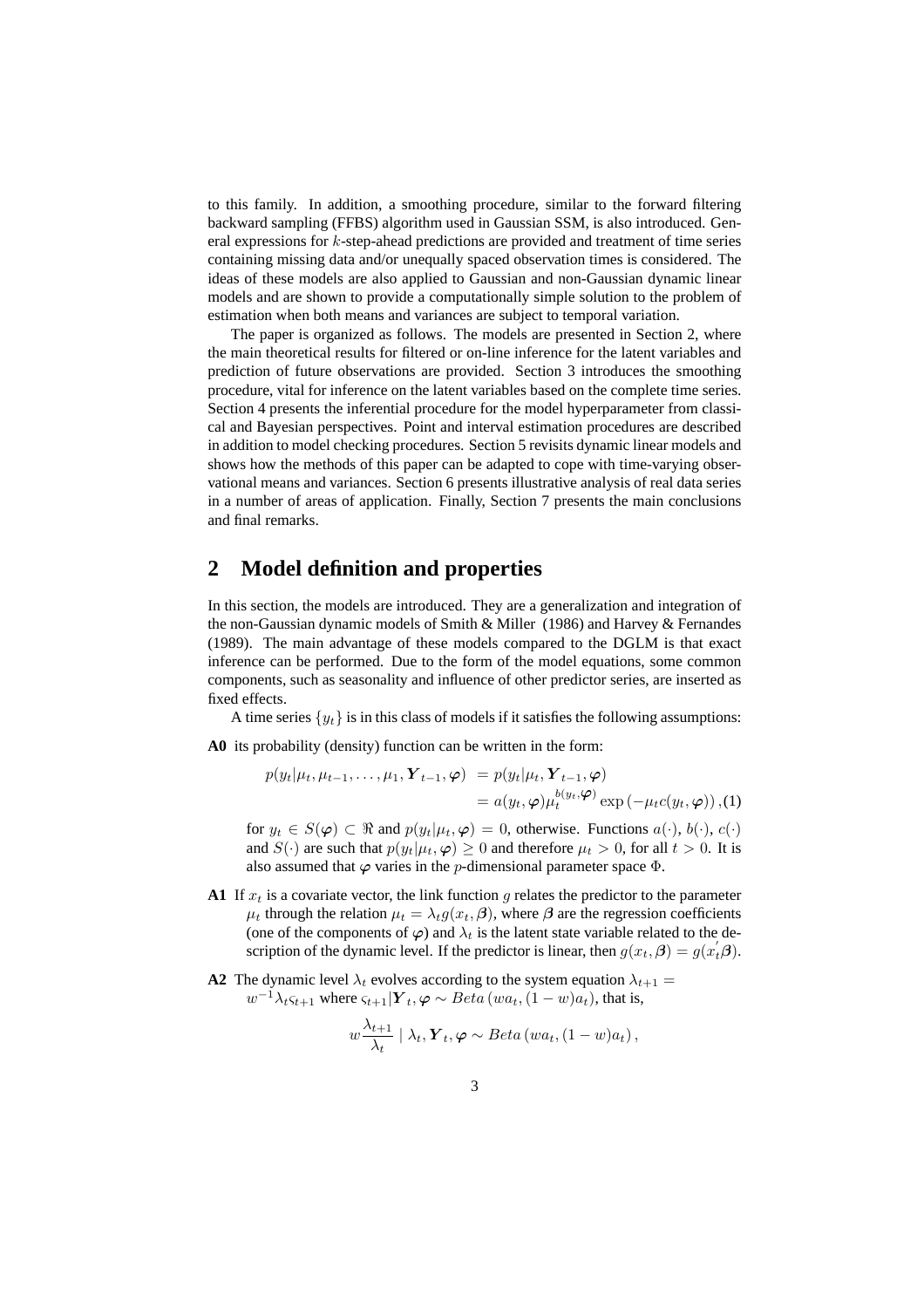to this family. In addition, a smoothing procedure, similar to the forward filtering backward sampling (FFBS) algorithm used in Gaussian SSM, is also introduced. General expressions for $k$-step-ahead predictions are provided and treatment of time series containing missing data and/or unequally spaced observation times is considered. The ideas of these models are also applied to Gaussian and non-Gaussian dynamic linear models and are shown to provide a computationally simple solution to the problem of estimation when both means and variances are subject to temporal variation.

The paper is organized as follows. The models are presented in Section 2, where the main theoretical results for filtered or on-line inference for the latent variables and prediction of future observations are provided. Section 3 introduces the smoothing procedure, vital for inference on the latent variables based on the complete time series. Section 4 presents the inferential procedure for the model hyperparameter from classical and Bayesian perspectives. Point and interval estimation procedures are described in addition to model checking procedures. Section 5 revisits dynamic linear models and shows how the methods of this paper can be adapted to cope with time-varying observational means and variances. Section 6 presents illustrative analysis of real data series in a number of areas of application. Finally, Section 7 presents the main conclusions and final remarks.

# 2 Model definition and properties

In this section, the models are introduced. They are a generalization and integration of the non-Gaussian dynamic models of Smith & Miller (1986) and Harvey & Fernandes (1989). The main advantage of these models compared to the DGLM is that exact inference can be performed. Due to the form of the model equations, some common components, such as seasonality and influence of other predictor series, are inserted as fixed effects.

A time series $\{y_t\}$ is in this class of models if it satisfies the following assumptions:

**A0** its probability (density) function can be written in the form:

$$
\begin{aligned}
p(y_t|\mu_t, \mu_{t-1}, \ldots, \mu_1, \boldsymbol{Y}_{t-1}, \boldsymbol{\varphi}) &= p(y_t|\mu_t, \boldsymbol{Y}_{t-1}, \boldsymbol{\varphi}) \\
&= a(y_t, \boldsymbol{\varphi}) \mu_t^{b(y_t, \boldsymbol{\varphi})} \exp\left(-\mu_t c(y_t, \boldsymbol{\varphi})\right), \quad (1)
\end{aligned}
$$

for $y_t \in S(\boldsymbol{\varphi}) \subset \Re$ and $p(y_t|\mu_t, \boldsymbol{\varphi}) = 0$, otherwise. Functions $a(\cdot)$, $b(\cdot)$, $c(\cdot)$ and $S(\cdot)$ are such that $p(y_t|\mu_t, \boldsymbol{\varphi}) \geq 0$ and therefore $\mu_t > 0$, for all $t > 0$. It is also assumed that $\boldsymbol{\varphi}$ varies in the $p$-dimensional parameter space $\Phi$.

**A1** If $x_t$ is a covariate vector, the link function $g$ relates the predictor to the parameter $\mu_t$ through the relation $\mu_t = \lambda_t g(x_t, \boldsymbol{\beta})$, where $\boldsymbol{\beta}$ are the regression coefficients (one of the components of $\boldsymbol{\varphi}$) and $\lambda_t$ is the latent state variable related to the description of the dynamic level. If the predictor is linear, then $g(x_t, \boldsymbol{\beta}) = g(x_t^{'}\boldsymbol{\beta})$.

**A2** The dynamic level $\lambda_t$ evolves according to the system equation $\lambda_{t+1} = w^{-1}\lambda_t \varsigma_{t+1}$ where $\varsigma_{t+1}|\boldsymbol{Y}_t, \boldsymbol{\varphi} \sim Beta\left(wa_t, (1-w)a_t\right)$, that is,

$$
w\frac{\lambda_{t+1}}{\lambda_t} \mid \lambda_t, \boldsymbol{Y}_t, \boldsymbol{\varphi} \sim Beta\left(wa_t, (1-w)a_t\right),
$$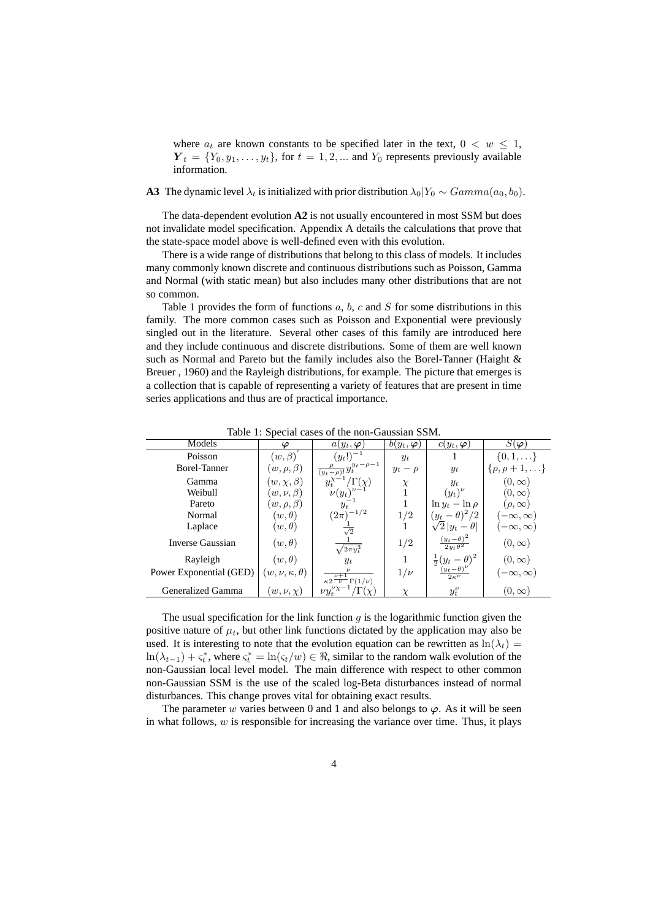where $a_t$ are known constants to be specified later in the text, $0 < w \leq 1$, $\boldsymbol{Y}_t = \{Y_0, y_1, \ldots, y_t\}$, for $t = 1, 2, \ldots$ and $Y_0$ represents previously available information.

**A3** The dynamic level $\lambda_t$ is initialized with prior distribution $\lambda_0 | Y_0 \sim Gamma(a_0, b_0)$.

The data-dependent evolution **A2** is not usually encountered in most SSM but does not invalidate model specification. Appendix A details the calculations that prove that the state-space model above is well-defined even with this evolution.

There is a wide range of distributions that belong to this class of models. It includes many commonly known discrete and continuous distributions such as Poisson, Gamma and Normal (with static mean) but also includes many other distributions that are not so common.

Table 1 provides the form of functions $a$, $b$, $c$ and $S$ for some distributions in this family. The more common cases such as Poisson and Exponential were previously singled out in the literature. Several other cases of this family are introduced here and they include continuous and discrete distributions. Some of them are well known such as Normal and Pareto but the family includes also the Borel-Tanner (Haight & Breuer , 1960) and the Rayleigh distributions, for example. The picture that emerges is a collection that is capable of representing a variety of features that are present in time series applications and thus are of practical importance.

Table 1: Special cases of the non-Gaussian SSM.

| Models | $\boldsymbol{\varphi}$ | $a(y_t, \boldsymbol{\varphi})$ | $b(y_t, \boldsymbol{\varphi})$ | $c(y_t, \boldsymbol{\varphi})$ | $S(\boldsymbol{\varphi})$ |
|---|---|---|---|---|---|
| Poisson | $(w, \beta)'$ | $(y_t!)^{-1}$ | $y_t$ | $1$ | $\{0, 1, \ldots\}$ |
| Borel-Tanner | $(w, \rho, \beta)$ | $\frac{\rho}{(y_t-\rho)!} y_t^{y_t-\rho-1}$ | $y_t - \rho$ | $y_t$ | $\{\rho, \rho+1, \ldots\}$ |
| Gamma | $(w, \chi, \beta)$ | $y_t^{\chi-1}/\Gamma(\chi)$ | $\chi$ | $y_t$ | $(0, \infty)$ |
| Weibull | $(w, \nu, \beta)$ | $\nu(y_t)^{\nu-1}$ | $1$ | $(y_t)^{\nu}$ | $(0, \infty)$ |
| Pareto | $(w, \rho, \beta)$ | $y_t^{-1}$ | $1$ | $\ln y_t - \ln \rho$ | $(\rho, \infty)$ |
| Normal | $(w, \theta)$ | $(2\pi)^{-1/2}$ | $1/2$ | $(y_t - \theta)^2/2$ | $(-\infty, \infty)$ |
| Laplace | $(w, \theta)$ | $\frac{1}{\sqrt{2}}$ | $1$ | $\sqrt{2}\,\lvert y_t - \theta \rvert$ | $(-\infty, \infty)$ |
| Inverse Gaussian | $(w, \theta)$ | $\frac{1}{\sqrt{2\pi y_t^3}}$ | $1/2$ | $\frac{(y_t-\theta)^2}{2 y_t \theta^2}$ | $(0, \infty)$ |
| Rayleigh | $(w, \theta)$ | $y_t$ | $1$ | $\frac{1}{2}(y_t - \theta)^2$ | $(0, \infty)$ |
| Power Exponential (GED) | $(w, \nu, \kappa, \theta)$ | $\frac{\nu}{\kappa 2^{\frac{\nu+1}{\nu}} \Gamma(1/\nu)}$ | $1/\nu$ | $\frac{(y_t-\theta)^{\nu}}{2\kappa^{\nu}}$ | $(-\infty, \infty)$ |
| Generalized Gamma | $(w, \nu, \chi)$ | $\nu y_t^{\nu\chi-1}/\Gamma(\chi)$ | $\chi$ | $y_t^{\nu}$ | $(0, \infty)$ |

The usual specification for the link function $g$ is the logarithmic function given the positive nature of $\mu_t$, but other link functions dictated by the application may also be used. It is interesting to note that the evolution equation can be rewritten as $\ln(\lambda_t) = \ln(\lambda_{t-1}) + \varsigma_t^*$, where $\varsigma_t^* = \ln(\varsigma_t/w) \in \Re$, similar to the random walk evolution of the non-Gaussian local level model. The main difference with respect to other common non-Gaussian SSM is the use of the scaled log-Beta disturbances instead of normal disturbances. This change proves vital for obtaining exact results.

The parameter $w$ varies between 0 and 1 and also belongs to $\boldsymbol{\varphi}$. As it will be seen in what follows, $w$ is responsible for increasing the variance over time. Thus, it plays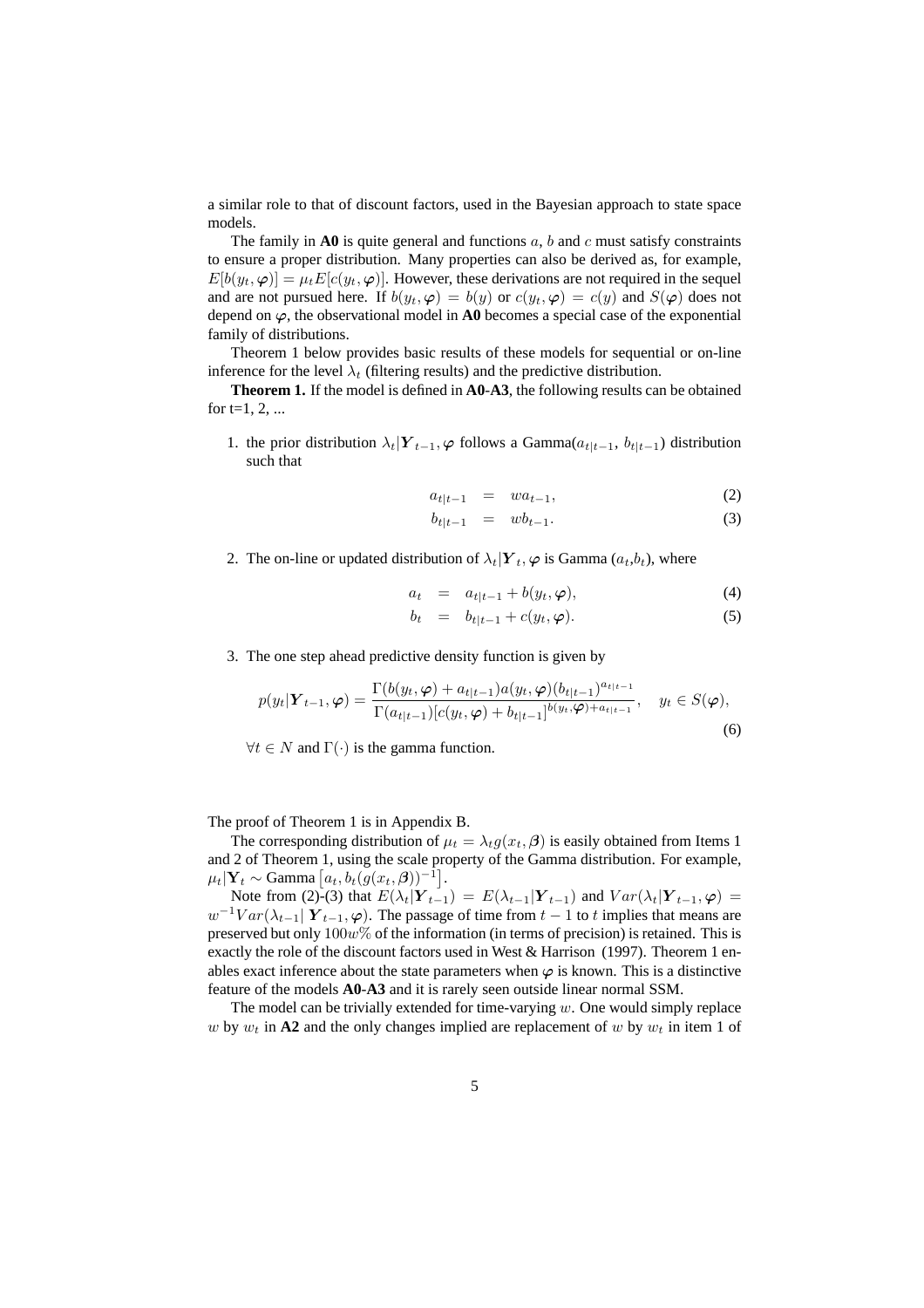a similar role to that of discount factors, used in the Bayesian approach to state space models.

The family in **A0** is quite general and functions $a$, $b$ and $c$ must satisfy constraints to ensure a proper distribution. Many properties can also be derived as, for example, $E[b(y_t, \boldsymbol{\varphi})] = \mu_t E[c(y_t, \boldsymbol{\varphi})]$. However, these derivations are not required in the sequel and are not pursued here. If $b(y_t, \boldsymbol{\varphi}) = b(y)$ or $c(y_t, \boldsymbol{\varphi}) = c(y)$ and $S(\boldsymbol{\varphi})$ does not depend on $\boldsymbol{\varphi}$, the observational model in **A0** becomes a special case of the exponential family of distributions.

Theorem 1 below provides basic results of these models for sequential or on-line inference for the level $\lambda_t$ (filtering results) and the predictive distribution.

**Theorem 1.** If the model is defined in **A0**-**A3**, the following results can be obtained for t=1, 2, ...

1. the prior distribution $\lambda_t | \boldsymbol{Y}_{t-1}, \boldsymbol{\varphi}$ follows a Gamma($a_{t|t-1}$, $b_{t|t-1}$) distribution such that

$$a_{t|t-1} = w a_{t-1}, \tag{2}$$

$$b_{t|t-1} = w b_{t-1}. \tag{3}$$

2. The on-line or updated distribution of $\lambda_t | \boldsymbol{Y}_t, \boldsymbol{\varphi}$ is Gamma ($a_t$,$b_t$), where

$$a_t = a_{t|t-1} + b(y_t, \boldsymbol{\varphi}), \tag{4}$$

$$b_t = b_{t|t-1} + c(y_t, \boldsymbol{\varphi}). \tag{5}$$

3. The one step ahead predictive density function is given by

$$p(y_t | \boldsymbol{Y}_{t-1}, \boldsymbol{\varphi}) = \frac{\Gamma(b(y_t, \boldsymbol{\varphi}) + a_{t|t-1}) a(y_t, \boldsymbol{\varphi}) (b_{t|t-1})^{a_{t|t-1}}}{\Gamma(a_{t|t-1}) [c(y_t, \boldsymbol{\varphi}) + b_{t|t-1}]^{b(y_t, \boldsymbol{\varphi}) + a_{t|t-1}}}, \quad y_t \in S(\boldsymbol{\varphi}), \tag{6}$$

$\forall t \in N$ and $\Gamma(\cdot)$ is the gamma function.

The proof of Theorem 1 is in Appendix B.

The corresponding distribution of $\mu_t = \lambda_t g(x_t, \boldsymbol{\beta})$ is easily obtained from Items 1 and 2 of Theorem 1, using the scale property of the Gamma distribution. For example, $\mu_t | \mathbf{Y}_t \sim$ Gamma $\left[a_t, b_t (g(x_t, \boldsymbol{\beta}))^{-1}\right]$.

Note from (2)-(3) that $E(\lambda_t | \boldsymbol{Y}_{t-1}) = E(\lambda_{t-1} | \boldsymbol{Y}_{t-1})$ and $Var(\lambda_t | \boldsymbol{Y}_{t-1}, \boldsymbol{\varphi}) = w^{-1} Var(\lambda_{t-1} | \boldsymbol{Y}_{t-1}, \boldsymbol{\varphi})$. The passage of time from $t-1$ to $t$ implies that means are preserved but only $100w\%$ of the information (in terms of precision) is retained. This is exactly the role of the discount factors used in West & Harrison (1997). Theorem 1 enables exact inference about the state parameters when $\boldsymbol{\varphi}$ is known. This is a distinctive feature of the models **A0**-**A3** and it is rarely seen outside linear normal SSM.

The model can be trivially extended for time-varying $w$. One would simply replace $w$ by $w_t$ in **A2** and the only changes implied are replacement of $w$ by $w_t$ in item 1 of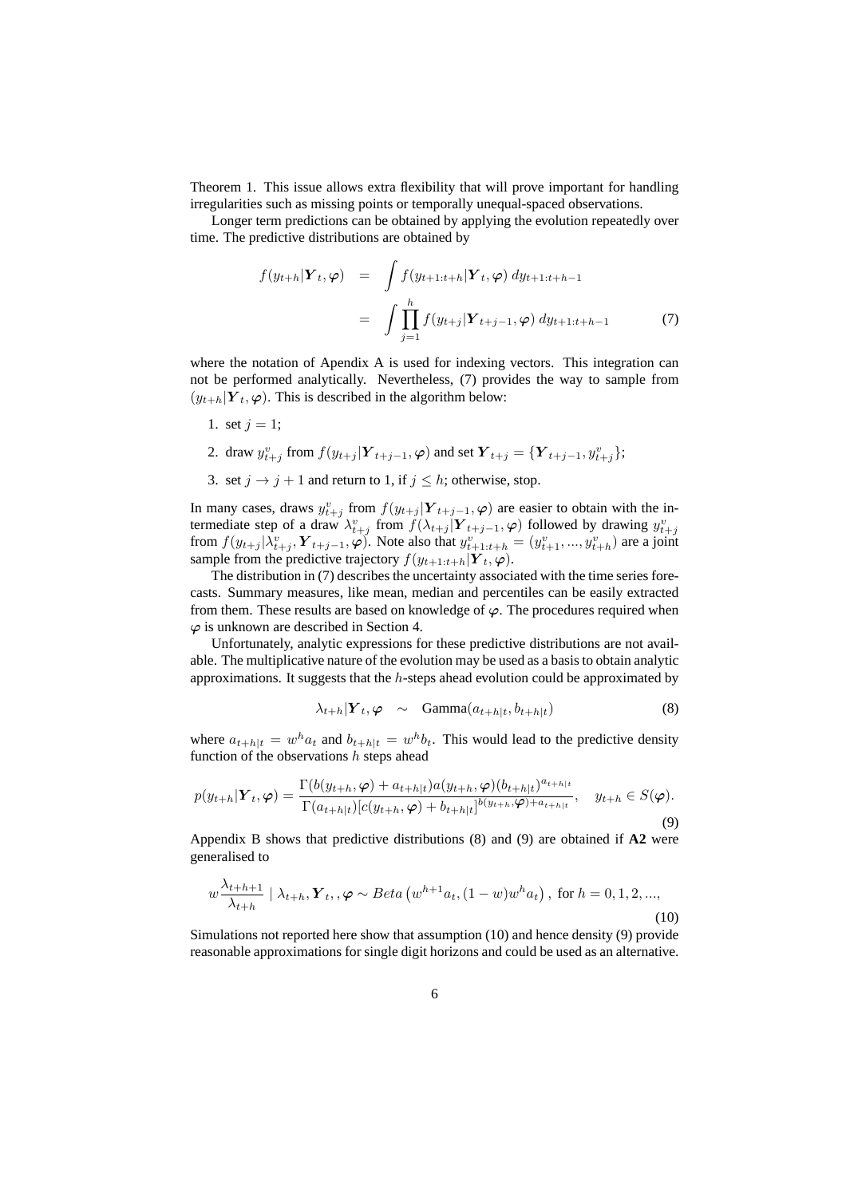Theorem 1. This issue allows extra flexibility that will prove important for handling irregularities such as missing points or temporally unequal-spaced observations.

Longer term predictions can be obtained by applying the evolution repeatedly over time. The predictive distributions are obtained by

$$
\begin{aligned}
f(y_{t+h}|\boldsymbol{Y}_t, \boldsymbol{\varphi}) &= \int f(y_{t+1:t+h}|\boldsymbol{Y}_t, \boldsymbol{\varphi})\, dy_{t+1:t+h-1} \\
&= \int \prod_{j=1}^{h} f(y_{t+j}|\boldsymbol{Y}_{t+j-1}, \boldsymbol{\varphi})\, dy_{t+1:t+h-1} \qquad (7)
\end{aligned}
$$

where the notation of Apendix A is used for indexing vectors. This integration can not be performed analytically. Nevertheless, (7) provides the way to sample from $(y_{t+h}|\boldsymbol{Y}_t, \boldsymbol{\varphi})$. This is described in the algorithm below:

1. set $j = 1$;
2. draw $y^v_{t+j}$ from $f(y_{t+j}|\boldsymbol{Y}_{t+j-1}, \boldsymbol{\varphi})$ and set $\boldsymbol{Y}_{t+j} = \{\boldsymbol{Y}_{t+j-1}, y^v_{t+j}\}$;
3. set $j \rightarrow j + 1$ and return to 1, if $j \leq h$; otherwise, stop.

In many cases, draws $y^v_{t+j}$ from $f(y_{t+j}|\boldsymbol{Y}_{t+j-1}, \boldsymbol{\varphi})$ are easier to obtain with the intermediate step of a draw $\lambda^v_{t+j}$ from $f(\lambda_{t+j}|\boldsymbol{Y}_{t+j-1}, \boldsymbol{\varphi})$ followed by drawing $y^v_{t+j}$ from $f(y_{t+j}|\lambda^v_{t+j}, \boldsymbol{Y}_{t+j-1}, \boldsymbol{\varphi})$. Note also that $y^v_{t+1:t+h} = (y^v_{t+1}, ..., y^v_{t+h})$ are a joint sample from the predictive trajectory $f(y_{t+1:t+h}|\boldsymbol{Y}_t, \boldsymbol{\varphi})$.

The distribution in (7) describes the uncertainty associated with the time series forecasts. Summary measures, like mean, median and percentiles can be easily extracted from them. These results are based on knowledge of $\boldsymbol{\varphi}$. The procedures required when $\boldsymbol{\varphi}$ is unknown are described in Section 4.

Unfortunately, analytic expressions for these predictive distributions are not available. The multiplicative nature of the evolution may be used as a basis to obtain analytic approximations. It suggests that the $h$-steps ahead evolution could be approximated by

$$
\lambda_{t+h}|\boldsymbol{Y}_t, \boldsymbol{\varphi} \quad \sim \quad \text{Gamma}(a_{t+h|t}, b_{t+h|t}) \qquad (8)
$$

where $a_{t+h|t} = w^h a_t$ and $b_{t+h|t} = w^h b_t$. This would lead to the predictive density function of the observations $h$ steps ahead

$$
p(y_{t+h}|\boldsymbol{Y}_t, \boldsymbol{\varphi}) = \frac{\Gamma(b(y_{t+h}, \boldsymbol{\varphi}) + a_{t+h|t}) a(y_{t+h}, \boldsymbol{\varphi}) (b_{t+h|t})^{a_{t+h|t}}}{\Gamma(a_{t+h|t}) [c(y_{t+h}, \boldsymbol{\varphi}) + b_{t+h|t}]^{b(y_{t+h}, \boldsymbol{\varphi}) + a_{t+h|t}}}, \quad y_{t+h} \in S(\boldsymbol{\varphi}). \qquad (9)
$$

Appendix B shows that predictive distributions (8) and (9) are obtained if **A2** were generalised to

$$
w\frac{\lambda_{t+h+1}}{\lambda_{t+h}} \mid \lambda_{t+h}, \boldsymbol{Y}_t, , \boldsymbol{\varphi} \sim Beta\left(w^{h+1} a_t, (1-w) w^h a_t\right), \text{ for } h = 0, 1, 2, ..., \qquad (10)
$$

Simulations not reported here show that assumption (10) and hence density (9) provide reasonable approximations for single digit horizons and could be used as an alternative.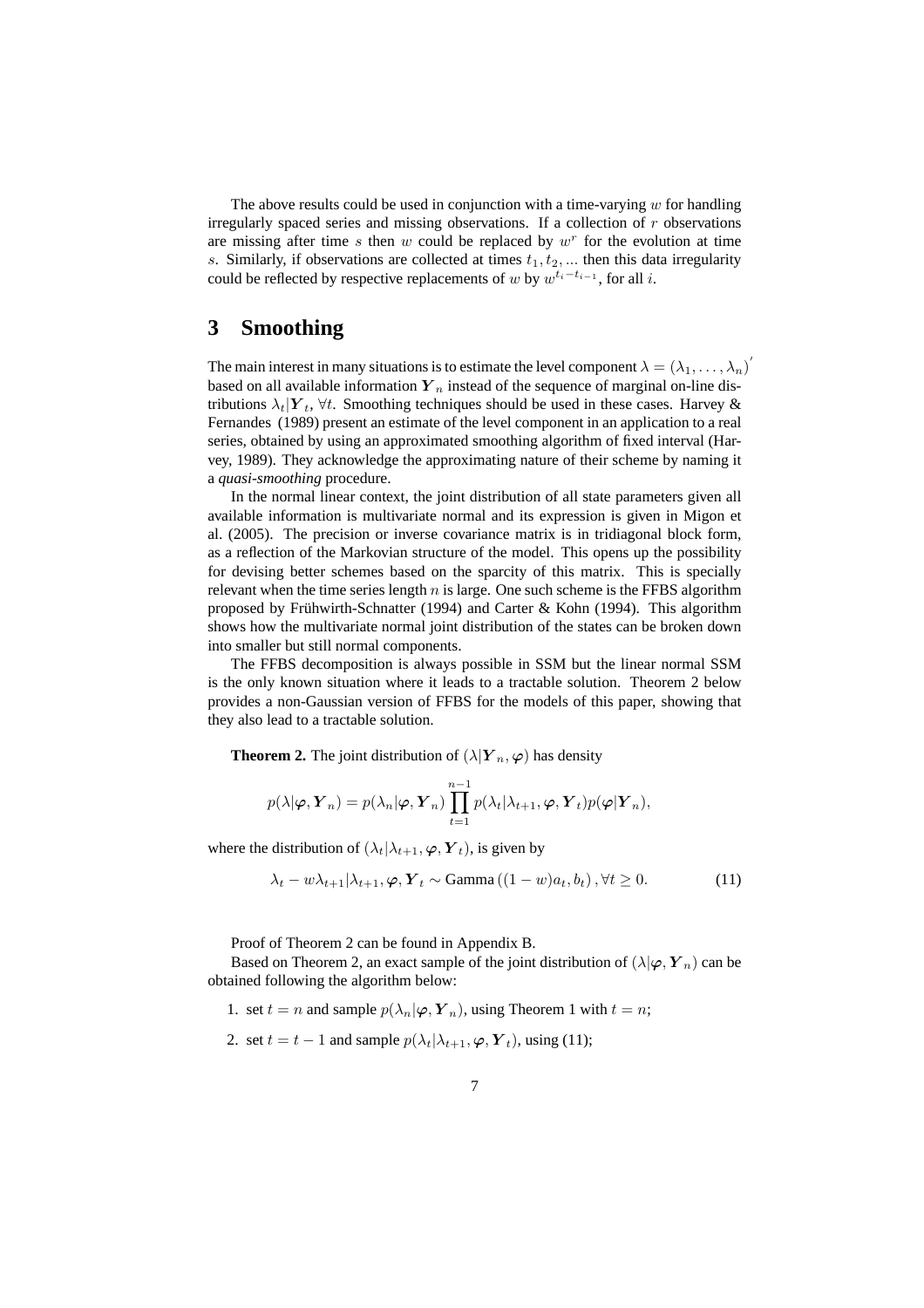The above results could be used in conjunction with a time-varying $w$ for handling irregularly spaced series and missing observations. If a collection of $r$ observations are missing after time $s$ then $w$ could be replaced by $w^r$ for the evolution at time $s$. Similarly, if observations are collected at times $t_1, t_2, \ldots$ then this data irregularity could be reflected by respective replacements of $w$ by $w^{t_i - t_{i-1}}$, for all $i$.

# 3 Smoothing

The main interest in many situations is to estimate the level component $\lambda = (\lambda_1, \ldots, \lambda_n)^{'}$ based on all available information $\boldsymbol{Y}_n$ instead of the sequence of marginal on-line distributions $\lambda_t | \boldsymbol{Y}_t$, $\forall t$. Smoothing techniques should be used in these cases. Harvey & Fernandes (1989) present an estimate of the level component in an application to a real series, obtained by using an approximated smoothing algorithm of fixed interval (Harvey, 1989). They acknowledge the approximating nature of their scheme by naming it a *quasi-smoothing* procedure.

In the normal linear context, the joint distribution of all state parameters given all available information is multivariate normal and its expression is given in Migon et al. (2005). The precision or inverse covariance matrix is in tridiagonal block form, as a reflection of the Markovian structure of the model. This opens up the possibility for devising better schemes based on the sparcity of this matrix. This is specially relevant when the time series length $n$ is large. One such scheme is the FFBS algorithm proposed by Frühwirth-Schnatter (1994) and Carter & Kohn (1994). This algorithm shows how the multivariate normal joint distribution of the states can be broken down into smaller but still normal components.

The FFBS decomposition is always possible in SSM but the linear normal SSM is the only known situation where it leads to a tractable solution. Theorem 2 below provides a non-Gaussian version of FFBS for the models of this paper, showing that they also lead to a tractable solution.

**Theorem 2.** The joint distribution of $(\lambda | \boldsymbol{Y}_n, \boldsymbol{\varphi})$ has density

$$p(\lambda | \boldsymbol{\varphi}, \boldsymbol{Y}_n) = p(\lambda_n | \boldsymbol{\varphi}, \boldsymbol{Y}_n) \prod_{t=1}^{n-1} p(\lambda_t | \lambda_{t+1}, \boldsymbol{\varphi}, \boldsymbol{Y}_t) p(\boldsymbol{\varphi} | \boldsymbol{Y}_n),$$

where the distribution of $(\lambda_t | \lambda_{t+1}, \boldsymbol{\varphi}, \boldsymbol{Y}_t)$, is given by

$$\lambda_t - w\lambda_{t+1} | \lambda_{t+1}, \boldsymbol{\varphi}, \boldsymbol{Y}_t \sim \text{Gamma}\left((1-w)a_t, b_t\right), \forall t \geq 0. \tag{11}$$

Proof of Theorem 2 can be found in Appendix B.

Based on Theorem 2, an exact sample of the joint distribution of $(\lambda | \boldsymbol{\varphi}, \boldsymbol{Y}_n)$ can be obtained following the algorithm below:

1. set $t = n$ and sample $p(\lambda_n | \boldsymbol{\varphi}, \boldsymbol{Y}_n)$, using Theorem 1 with $t = n$;
2. set $t = t - 1$ and sample $p(\lambda_t | \lambda_{t+1}, \boldsymbol{\varphi}, \boldsymbol{Y}_t)$, using (11);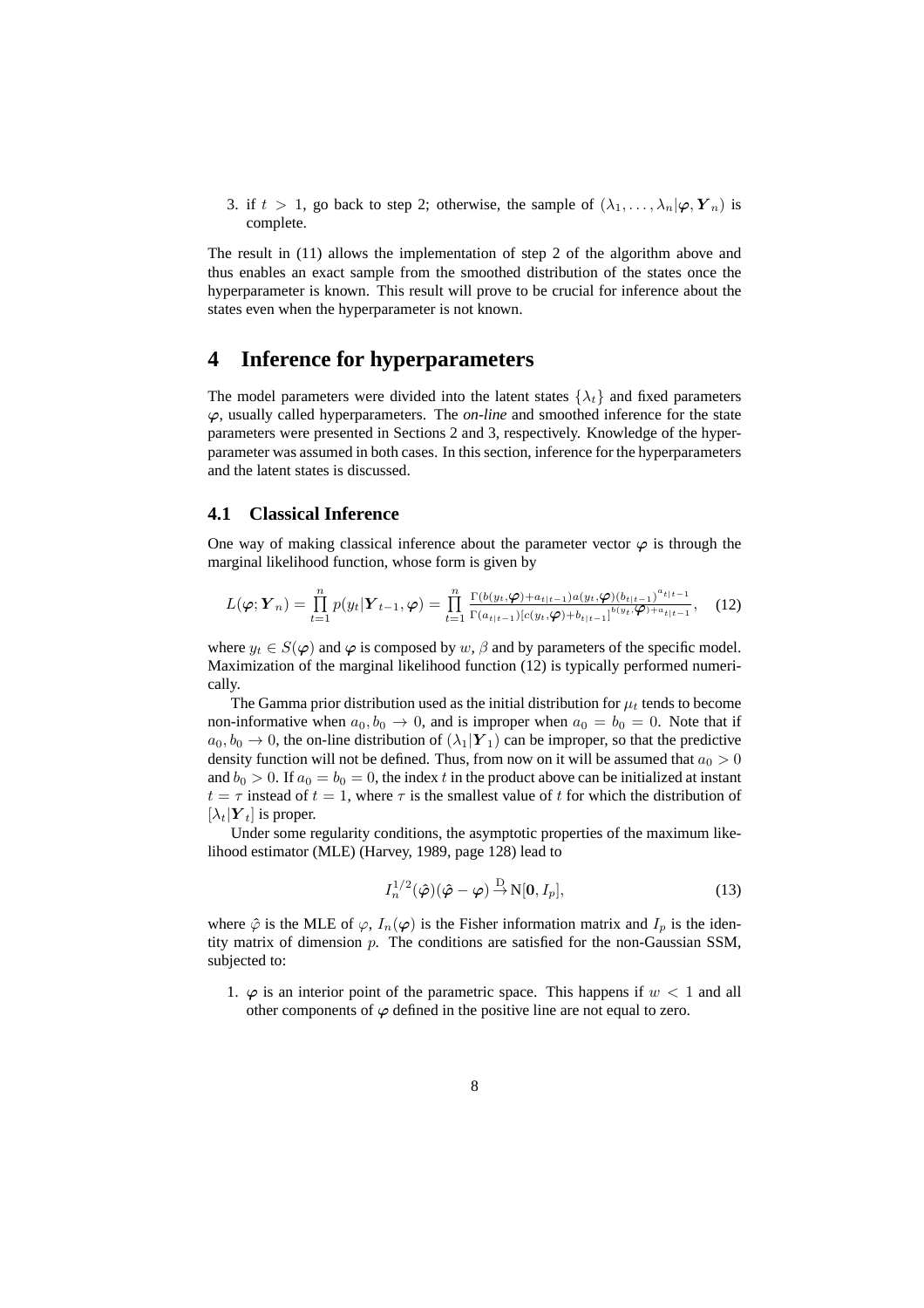3. if $t > 1$, go back to step 2; otherwise, the sample of $(\lambda_1, \ldots, \lambda_n | \boldsymbol{\varphi}, \boldsymbol{Y}_n)$ is complete.

The result in (11) allows the implementation of step 2 of the algorithm above and thus enables an exact sample from the smoothed distribution of the states once the hyperparameter is known. This result will prove to be crucial for inference about the states even when the hyperparameter is not known.

# 4 Inference for hyperparameters

The model parameters were divided into the latent states $\{\lambda_t\}$ and fixed parameters $\boldsymbol{\varphi}$, usually called hyperparameters. The *on-line* and smoothed inference for the state parameters were presented in Sections 2 and 3, respectively. Knowledge of the hyperparameter was assumed in both cases. In this section, inference for the hyperparameters and the latent states is discussed.

## 4.1 Classical Inference

One way of making classical inference about the parameter vector $\boldsymbol{\varphi}$ is through the marginal likelihood function, whose form is given by

$$L(\boldsymbol{\varphi}; \boldsymbol{Y}_n) = \prod_{t=1}^{n} p(y_t | \boldsymbol{Y}_{t-1}, \boldsymbol{\varphi}) = \prod_{t=1}^{n} \frac{\Gamma(b(y_t, \boldsymbol{\varphi}) + a_{t|t-1}) a(y_t, \boldsymbol{\varphi}) (b_{t|t-1})^{a_{t|t-1}}}{\Gamma(a_{t|t-1}) [c(y_t, \boldsymbol{\varphi}) + b_{t|t-1}]^{b(y_t, \boldsymbol{\varphi}) + a_{t|t-1}}}, \quad (12)$$

where $y_t \in S(\boldsymbol{\varphi})$ and $\boldsymbol{\varphi}$ is composed by $w$, $\beta$ and by parameters of the specific model. Maximization of the marginal likelihood function (12) is typically performed numerically.

The Gamma prior distribution used as the initial distribution for $\mu_t$ tends to become non-informative when $a_0, b_0 \to 0$, and is improper when $a_0 = b_0 = 0$. Note that if $a_0, b_0 \to 0$, the on-line distribution of $(\lambda_1 | \boldsymbol{Y}_1)$ can be improper, so that the predictive density function will not be defined. Thus, from now on it will be assumed that $a_0 > 0$ and $b_0 > 0$. If $a_0 = b_0 = 0$, the index $t$ in the product above can be initialized at instant $t = \tau$ instead of $t = 1$, where $\tau$ is the smallest value of $t$ for which the distribution of $[\lambda_t | \boldsymbol{Y}_t]$ is proper.

Under some regularity conditions, the asymptotic properties of the maximum likelihood estimator (MLE) (Harvey, 1989, page 128) lead to

$$I_n^{1/2}(\hat{\boldsymbol{\varphi}})(\hat{\boldsymbol{\varphi}} - \boldsymbol{\varphi}) \xrightarrow{\text{D}} \text{N}[\mathbf{0}, I_p], \quad (13)$$

where $\hat{\varphi}$ is the MLE of $\varphi$, $I_n(\boldsymbol{\varphi})$ is the Fisher information matrix and $I_p$ is the identity matrix of dimension $p$. The conditions are satisfied for the non-Gaussian SSM, subjected to:

1. $\boldsymbol{\varphi}$ is an interior point of the parametric space. This happens if $w < 1$ and all other components of $\boldsymbol{\varphi}$ defined in the positive line are not equal to zero.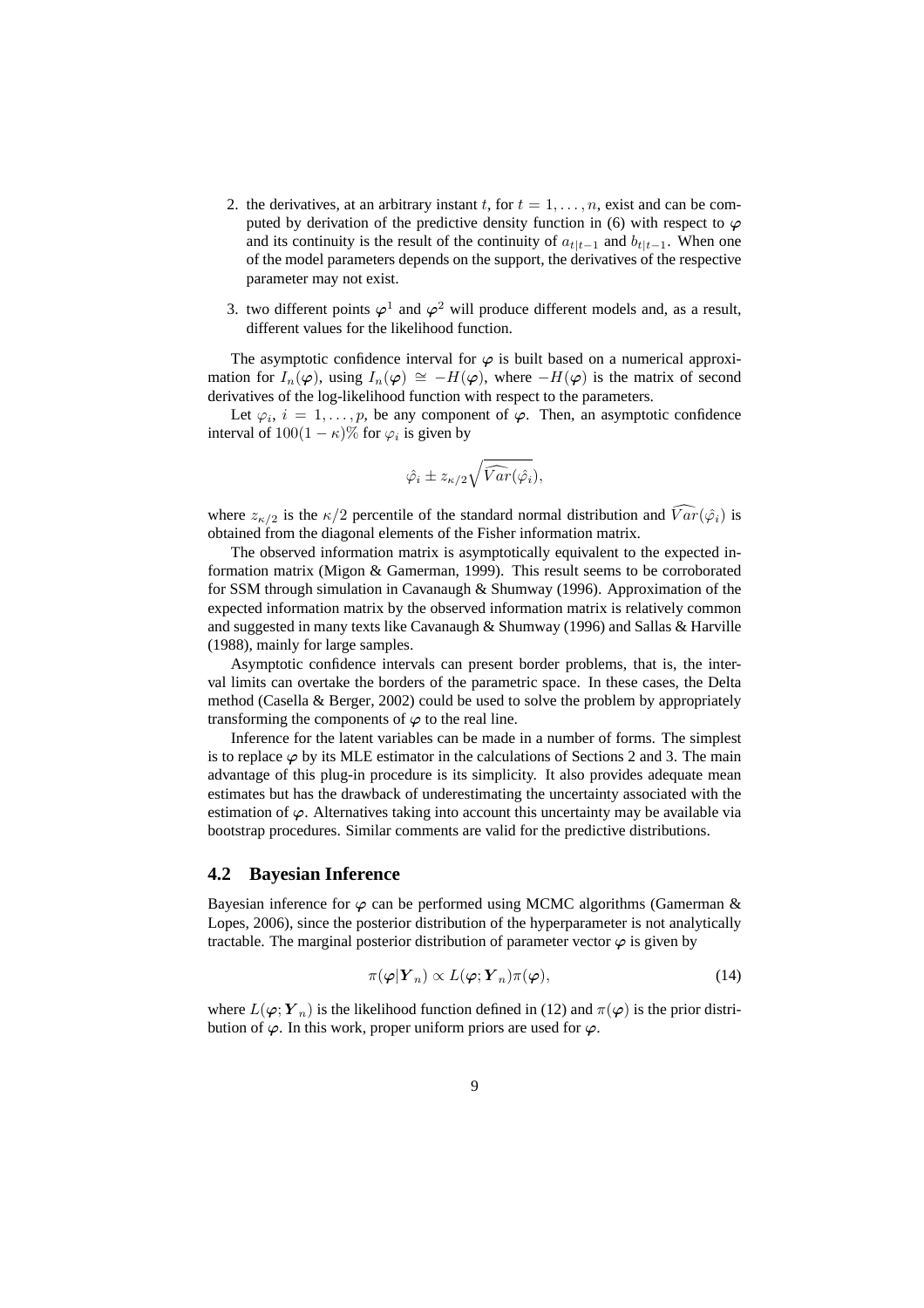2. the derivatives, at an arbitrary instant $t$, for $t = 1, \ldots, n$, exist and can be computed by derivation of the predictive density function in (6) with respect to $\boldsymbol{\varphi}$ and its continuity is the result of the continuity of $a_{t|t-1}$ and $b_{t|t-1}$. When one of the model parameters depends on the support, the derivatives of the respective parameter may not exist.

3. two different points $\boldsymbol{\varphi}^1$ and $\boldsymbol{\varphi}^2$ will produce different models and, as a result, different values for the likelihood function.

The asymptotic confidence interval for $\boldsymbol{\varphi}$ is built based on a numerical approximation for $I_n(\boldsymbol{\varphi})$, using $I_n(\boldsymbol{\varphi}) \cong -H(\boldsymbol{\varphi})$, where $-H(\boldsymbol{\varphi})$ is the matrix of second derivatives of the log-likelihood function with respect to the parameters.

Let $\varphi_i$, $i = 1, \ldots, p$, be any component of $\boldsymbol{\varphi}$. Then, an asymptotic confidence interval of $100(1-\kappa)\%$ for $\varphi_i$ is given by

$$\hat{\varphi}_i \pm z_{\kappa/2}\sqrt{\widehat{Var}(\hat{\varphi}_i)},$$

where $z_{\kappa/2}$ is the $\kappa/2$ percentile of the standard normal distribution and $\widehat{Var}(\hat{\varphi}_i)$ is obtained from the diagonal elements of the Fisher information matrix.

The observed information matrix is asymptotically equivalent to the expected information matrix (Migon & Gamerman, 1999). This result seems to be corroborated for SSM through simulation in Cavanaugh & Shumway (1996). Approximation of the expected information matrix by the observed information matrix is relatively common and suggested in many texts like Cavanaugh & Shumway (1996) and Sallas & Harville (1988), mainly for large samples.

Asymptotic confidence intervals can present border problems, that is, the interval limits can overtake the borders of the parametric space. In these cases, the Delta method (Casella & Berger, 2002) could be used to solve the problem by appropriately transforming the components of $\boldsymbol{\varphi}$ to the real line.

Inference for the latent variables can be made in a number of forms. The simplest is to replace $\boldsymbol{\varphi}$ by its MLE estimator in the calculations of Sections 2 and 3. The main advantage of this plug-in procedure is its simplicity. It also provides adequate mean estimates but has the drawback of underestimating the uncertainty associated with the estimation of $\boldsymbol{\varphi}$. Alternatives taking into account this uncertainty may be available via bootstrap procedures. Similar comments are valid for the predictive distributions.

## 4.2 Bayesian Inference

Bayesian inference for $\boldsymbol{\varphi}$ can be performed using MCMC algorithms (Gamerman & Lopes, 2006), since the posterior distribution of the hyperparameter is not analytically tractable. The marginal posterior distribution of parameter vector $\boldsymbol{\varphi}$ is given by

$$\pi(\boldsymbol{\varphi}|\boldsymbol{Y}_n) \propto L(\boldsymbol{\varphi}; \boldsymbol{Y}_n)\pi(\boldsymbol{\varphi}), \tag{14}$$

where $L(\boldsymbol{\varphi}; \boldsymbol{Y}_n)$ is the likelihood function defined in (12) and $\pi(\boldsymbol{\varphi})$ is the prior distribution of $\boldsymbol{\varphi}$. In this work, proper uniform priors are used for $\boldsymbol{\varphi}$.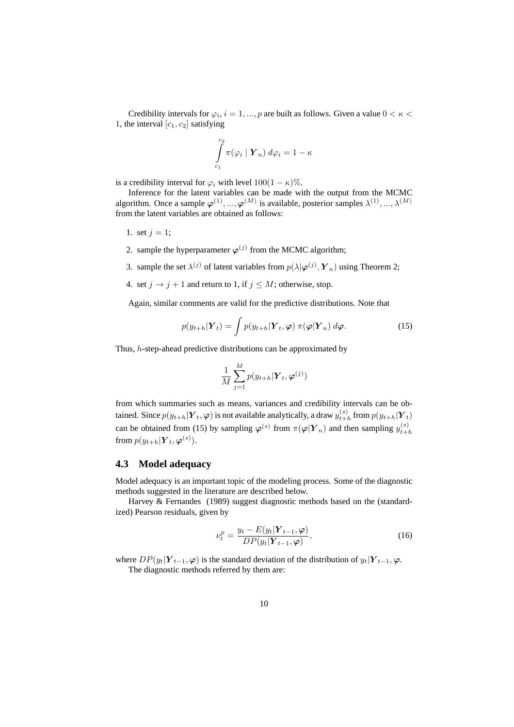Credibility intervals for $\varphi_i$, $i = 1, ..., p$ are built as follows. Given a value $0 < \kappa < 1$, the interval $[c_1, c_2]$ satisfying

$$\int_{c_1}^{c_2} \pi(\varphi_i \mid \boldsymbol{Y}_n)\, d\varphi_i = 1 - \kappa$$

is a credibility interval for $\varphi_i$ with level $100(1-\kappa)\%$.

Inference for the latent variables can be made with the output from the MCMC algorithm. Once a sample $\boldsymbol{\varphi}^{(1)}, ..., \boldsymbol{\varphi}^{(M)}$ is available, posterior samples $\lambda^{(1)}, ..., \lambda^{(M)}$ from the latent variables are obtained as follows:

1. set $j = 1$;
2. sample the hyperparameter $\boldsymbol{\varphi}^{(j)}$ from the MCMC algorithm;
3. sample the set $\lambda^{(j)}$ of latent variables from $p(\lambda|\boldsymbol{\varphi}^{(j)}, \boldsymbol{Y}_n)$ using Theorem 2;
4. set $j \rightarrow j + 1$ and return to 1, if $j \leq M$; otherwise, stop.

Again, similar comments are valid for the predictive distributions. Note that

$$p(y_{t+h}|\boldsymbol{Y}_t) = \int p(y_{t+h}|\boldsymbol{Y}_t, \boldsymbol{\varphi})\, \pi(\boldsymbol{\varphi}|\boldsymbol{Y}_n)\, d\boldsymbol{\varphi}. \tag{15}$$

Thus, $h$-step-ahead predictive distributions can be approximated by

$$\frac{1}{M}\sum_{j=1}^{M} p(y_{t+h}|\boldsymbol{Y}_t, \boldsymbol{\varphi}^{(j)})$$

from which summaries such as means, variances and credibility intervals can be obtained. Since $p(y_{t+h}|\boldsymbol{Y}_t, \boldsymbol{\varphi})$ is not available analytically, a draw $y_{t+h}^{(s)}$ from $p(y_{t+h}|\boldsymbol{Y}_t)$ can be obtained from (15) by sampling $\boldsymbol{\varphi}^{(s)}$ from $\pi(\boldsymbol{\varphi}|\boldsymbol{Y}_n)$ and then sampling $y_{t+h}^{(s)}$ from $p(y_{t+h}|\boldsymbol{Y}_t, \boldsymbol{\varphi}^{(s)})$.

### 4.3 Model adequacy

Model adequacy is an important topic of the modeling process. Some of the diagnostic methods suggested in the literature are described below.

Harvey & Fernandes (1989) suggest diagnostic methods based on the (standardized) Pearson residuals, given by

$$\nu_t^{\mathrm{p}} = \frac{y_t - E(y_t|\boldsymbol{Y}_{t-1}, \boldsymbol{\varphi})}{DP(y_t|\boldsymbol{Y}_{t-1}, \boldsymbol{\varphi})}, \tag{16}$$

where $DP(y_t|\boldsymbol{Y}_{t-1}, \boldsymbol{\varphi})$ is the standard deviation of the distribution of $y_t|\boldsymbol{Y}_{t-1}, \boldsymbol{\varphi}$.

The diagnostic methods referred by them are: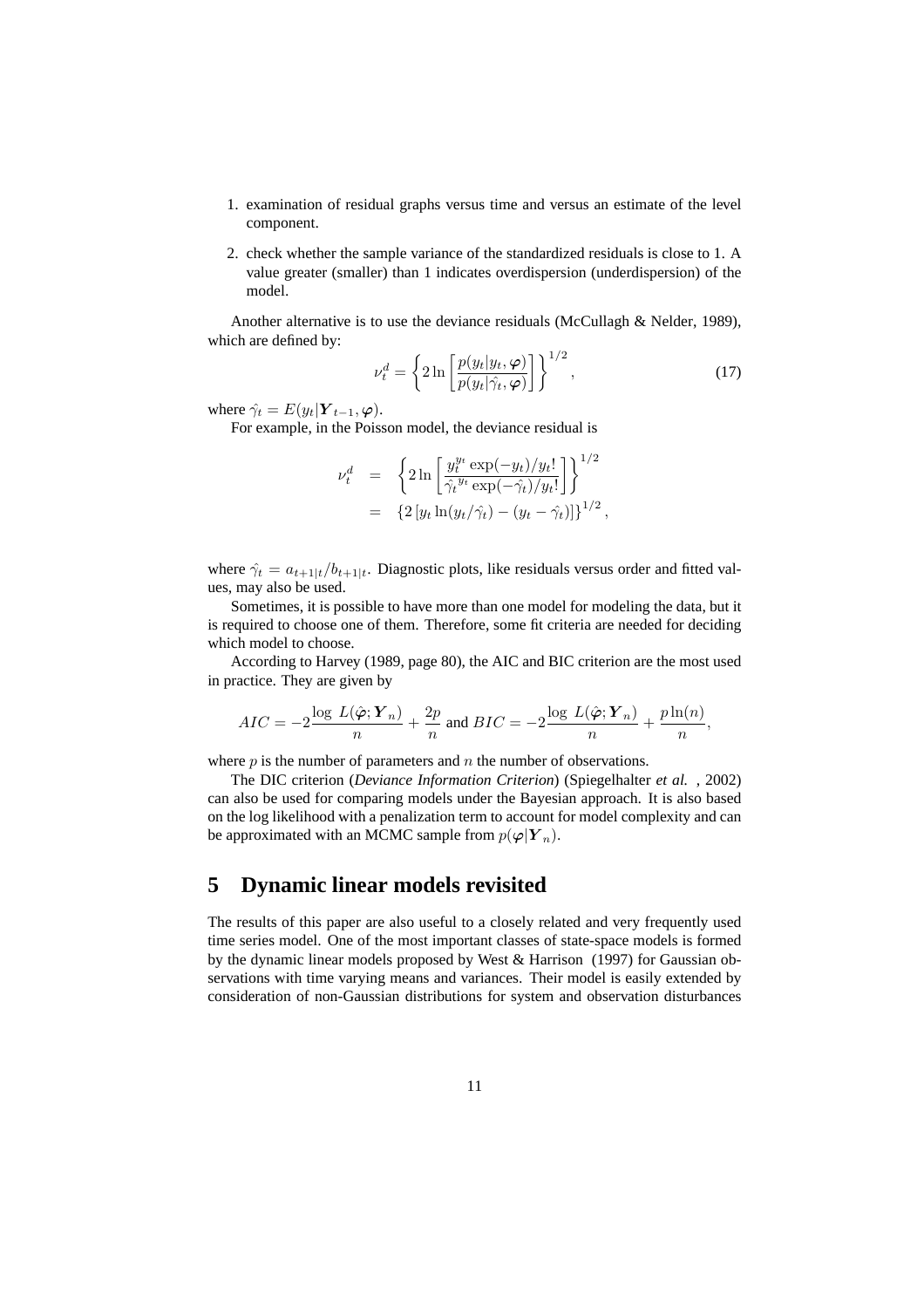1. examination of residual graphs versus time and versus an estimate of the level component.

2. check whether the sample variance of the standardized residuals is close to 1. A value greater (smaller) than 1 indicates overdispersion (underdispersion) of the model.

Another alternative is to use the deviance residuals (McCullagh & Nelder, 1989), which are defined by:

$$\nu_t^d = \left\{ 2 \ln \left[ \frac{p(y_t|y_t, \boldsymbol{\varphi})}{p(y_t|\hat{\gamma_t}, \boldsymbol{\varphi})} \right] \right\}^{1/2}, \tag{17}$$

where $\hat{\gamma_t} = E(y_t|\boldsymbol{Y}_{t-1}, \boldsymbol{\varphi})$.

For example, in the Poisson model, the deviance residual is

$$\begin{aligned} \nu_t^d &= \left\{ 2 \ln \left[ \frac{y_t^{y_t} \exp(-y_t)/y_t!}{\hat{\gamma_t}^{y_t} \exp(-\hat{\gamma_t})/y_t!} \right] \right\}^{1/2} \\ &= \left\{ 2 \left[ y_t \ln(y_t/\hat{\gamma_t}) - (y_t - \hat{\gamma_t}) \right] \right\}^{1/2}, \end{aligned}$$

where $\hat{\gamma_t} = a_{t+1|t}/b_{t+1|t}$. Diagnostic plots, like residuals versus order and fitted values, may also be used.

Sometimes, it is possible to have more than one model for modeling the data, but it is required to choose one of them. Therefore, some fit criteria are needed for deciding which model to choose.

According to Harvey (1989, page 80), the AIC and BIC criterion are the most used in practice. They are given by

$$AIC = -2 \frac{\log\ L(\hat{\boldsymbol{\varphi}}; \boldsymbol{Y}_n)}{n} + \frac{2p}{n} \text{ and } BIC = -2 \frac{\log\ L(\hat{\boldsymbol{\varphi}}; \boldsymbol{Y}_n)}{n} + \frac{p \ln(n)}{n},$$

where $p$ is the number of parameters and $n$ the number of observations.

The DIC criterion (*Deviance Information Criterion*) (Spiegelhalter *et al.*, 2002) can also be used for comparing models under the Bayesian approach. It is also based on the log likelihood with a penalization term to account for model complexity and can be approximated with an MCMC sample from $p(\boldsymbol{\varphi}|\boldsymbol{Y}_n)$.

# 5 Dynamic linear models revisited

The results of this paper are also useful to a closely related and very frequently used time series model. One of the most important classes of state-space models is formed by the dynamic linear models proposed by West & Harrison (1997) for Gaussian observations with time varying means and variances. Their model is easily extended by consideration of non-Gaussian distributions for system and observation disturbances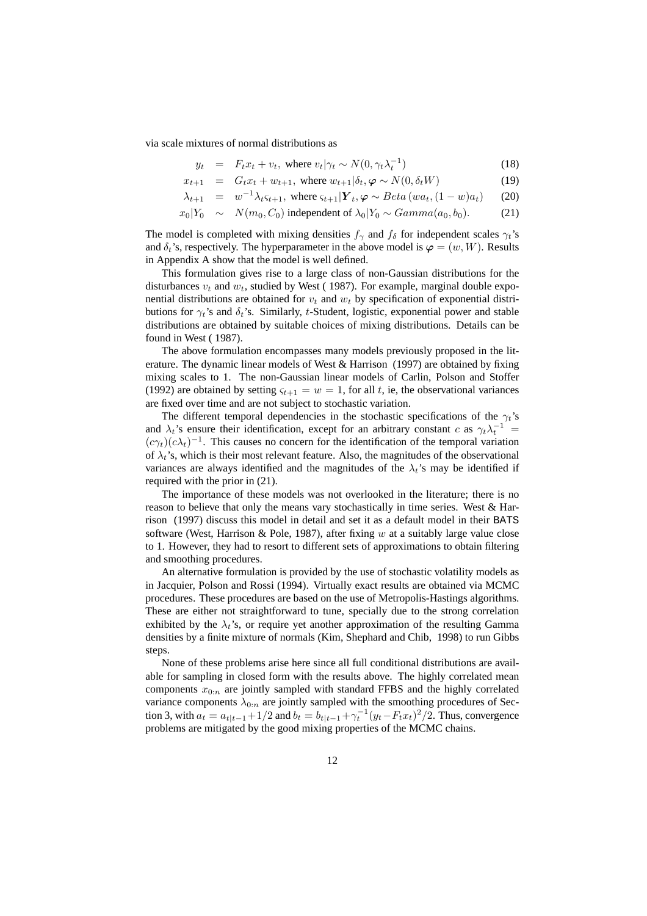via scale mixtures of normal distributions as

$$
\begin{aligned}
y_t &= F_t x_t + v_t, \text{ where } v_t|\gamma_t \sim N(0, \gamma_t \lambda_t^{-1}) && (18)\\
x_{t+1} &= G_t x_t + w_{t+1}, \text{ where } w_{t+1}|\delta_t, \boldsymbol{\varphi} \sim N(0, \delta_t W) && (19)\\
\lambda_{t+1} &= w^{-1}\lambda_t \varsigma_{t+1}, \text{ where } \varsigma_{t+1}|\boldsymbol{Y}_t, \boldsymbol{\varphi} \sim Beta\,(w a_t, (1-w)a_t) && (20)\\
x_0|Y_0 &\sim N(m_0, C_0) \text{ independent of } \lambda_0|Y_0 \sim Gamma(a_0, b_0). && (21)
\end{aligned}
$$

The model is completed with mixing densities $f_\gamma$ and $f_\delta$ for independent scales $\gamma_t$'s and $\delta_t$'s, respectively. The hyperparameter in the above model is $\boldsymbol{\varphi} = (w, W)$. Results in Appendix A show that the model is well defined.

This formulation gives rise to a large class of non-Gaussian distributions for the disturbances $v_t$ and $w_t$, studied by West ( 1987). For example, marginal double exponential distributions are obtained for $v_t$ and $w_t$ by specification of exponential distributions for $\gamma_t$'s and $\delta_t$'s. Similarly, $t$-Student, logistic, exponential power and stable distributions are obtained by suitable choices of mixing distributions. Details can be found in West ( 1987).

The above formulation encompasses many models previously proposed in the literature. The dynamic linear models of West & Harrison (1997) are obtained by fixing mixing scales to 1. The non-Gaussian linear models of Carlin, Polson and Stoffer (1992) are obtained by setting $\varsigma_{t+1} = w = 1$, for all $t$, ie, the observational variances are fixed over time and are not subject to stochastic variation.

The different temporal dependencies in the stochastic specifications of the $\gamma_t$'s and $\lambda_t$'s ensure their identification, except for an arbitrary constant $c$ as $\gamma_t \lambda_t^{-1} = (c\gamma_t)(c\lambda_t)^{-1}$. This causes no concern for the identification of the temporal variation of $\lambda_t$'s, which is their most relevant feature. Also, the magnitudes of the observational variances are always identified and the magnitudes of the $\lambda_t$'s may be identified if required with the prior in (21).

The importance of these models was not overlooked in the literature; there is no reason to believe that only the means vary stochastically in time series. West & Harrison (1997) discuss this model in detail and set it as a default model in their BATS software (West, Harrison & Pole, 1987), after fixing $w$ at a suitably large value close to 1. However, they had to resort to different sets of approximations to obtain filtering and smoothing procedures.

An alternative formulation is provided by the use of stochastic volatility models as in Jacquier, Polson and Rossi (1994). Virtually exact results are obtained via MCMC procedures. These procedures are based on the use of Metropolis-Hastings algorithms. These are either not straightforward to tune, specially due to the strong correlation exhibited by the $\lambda_t$'s, or require yet another approximation of the resulting Gamma densities by a finite mixture of normals (Kim, Shephard and Chib, 1998) to run Gibbs steps.

None of these problems arise here since all full conditional distributions are available for sampling in closed form with the results above. The highly correlated mean components $x_{0:n}$ are jointly sampled with standard FFBS and the highly correlated variance components $\lambda_{0:n}$ are jointly sampled with the smoothing procedures of Section 3, with $a_t = a_{t|t-1} + 1/2$ and $b_t = b_{t|t-1} + \gamma_t^{-1}(y_t - F_t x_t)^2/2$. Thus, convergence problems are mitigated by the good mixing properties of the MCMC chains.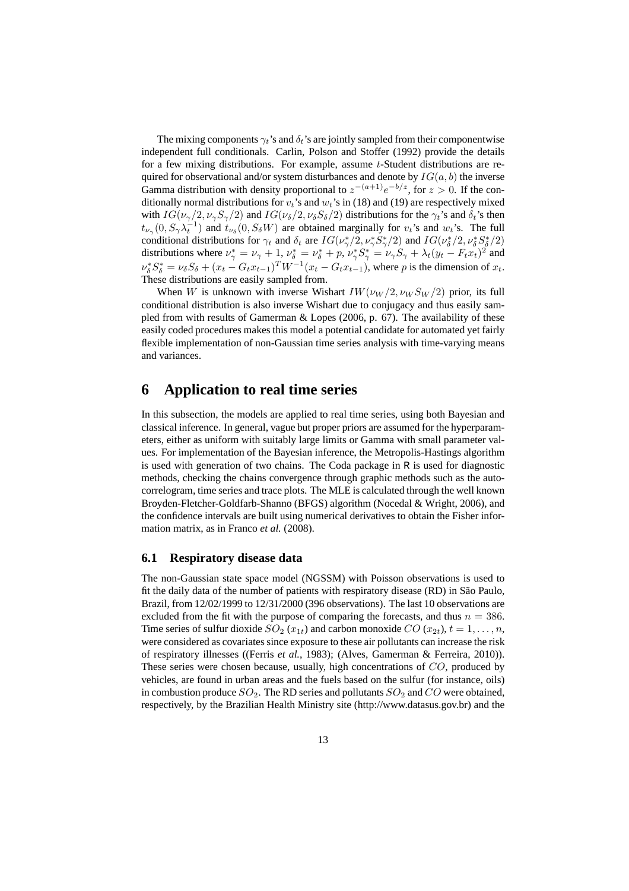The mixing components $\gamma_t$'s and $\delta_t$'s are jointly sampled from their componentwise independent full conditionals. Carlin, Polson and Stoffer (1992) provide the details for a few mixing distributions. For example, assume $t$-Student distributions are required for observational and/or system disturbances and denote by $IG(a, b)$ the inverse Gamma distribution with density proportional to $z^{-(a+1)}e^{-b/z}$, for $z > 0$. If the conditionally normal distributions for $v_t$'s and $w_t$'s in (18) and (19) are respectively mixed with $IG(\nu_\gamma/2, \nu_\gamma S_\gamma/2)$ and $IG(\nu_\delta/2, \nu_\delta S_\delta/2)$ distributions for the $\gamma_t$'s and $\delta_t$'s then $t_{\nu_\gamma}(0, S_\gamma \lambda_t^{-1})$ and $t_{\nu_\delta}(0, S_\delta W)$ are obtained marginally for $v_t$'s and $w_t$'s. The full conditional distributions for $\gamma_t$ and $\delta_t$ are $IG(\nu_\gamma^*/2, \nu_\gamma^* S_\gamma^*/2)$ and $IG(\nu_\delta^*/2, \nu_\delta^* S_\delta^*/2)$ distributions where $\nu_\gamma^* = \nu_\gamma + 1$, $\nu_\delta^* = \nu_\delta + p$, $\nu_\gamma^* S_\gamma^* = \nu_\gamma S_\gamma + \lambda_t(y_t - F_t x_t)^2$ and $\nu_\delta^* S_\delta^* = \nu_\delta S_\delta + (x_t - G_t x_{t-1})^T W^{-1}(x_t - G_t x_{t-1})$, where $p$ is the dimension of $x_t$. These distributions are easily sampled from.

When $W$ is unknown with inverse Wishart $IW(\nu_W/2, \nu_W S_W/2)$ prior, its full conditional distribution is also inverse Wishart due to conjugacy and thus easily sampled from with results of Gamerman & Lopes (2006, p. 67). The availability of these easily coded procedures makes this model a potential candidate for automated yet fairly flexible implementation of non-Gaussian time series analysis with time-varying means and variances.

# 6 Application to real time series

In this subsection, the models are applied to real time series, using both Bayesian and classical inference. In general, vague but proper priors are assumed for the hyperparameters, either as uniform with suitably large limits or Gamma with small parameter values. For implementation of the Bayesian inference, the Metropolis-Hastings algorithm is used with generation of two chains. The Coda package in R is used for diagnostic methods, checking the chains convergence through graphic methods such as the autocorrelogram, time series and trace plots. The MLE is calculated through the well known Broyden-Fletcher-Goldfarb-Shanno (BFGS) algorithm (Nocedal & Wright, 2006), and the confidence intervals are built using numerical derivatives to obtain the Fisher information matrix, as in Franco *et al.* (2008).

## 6.1 Respiratory disease data

The non-Gaussian state space model (NGSSM) with Poisson observations is used to fit the daily data of the number of patients with respiratory disease (RD) in São Paulo, Brazil, from 12/02/1999 to 12/31/2000 (396 observations). The last 10 observations are excluded from the fit with the purpose of comparing the forecasts, and thus $n = 386$. Time series of sulfur dioxide $SO_2$ ($x_{1t}$) and carbon monoxide $CO$ ($x_{2t}$), $t = 1, \ldots, n$, were considered as covariates since exposure to these air pollutants can increase the risk of respiratory illnesses ((Ferris *et al.*, 1983); (Alves, Gamerman & Ferreira, 2010)). These series were chosen because, usually, high concentrations of $CO$, produced by vehicles, are found in urban areas and the fuels based on the sulfur (for instance, oils) in combustion produce $SO_2$. The RD series and pollutants $SO_2$ and $CO$ were obtained, respectively, by the Brazilian Health Ministry site (http://www.datasus.gov.br) and the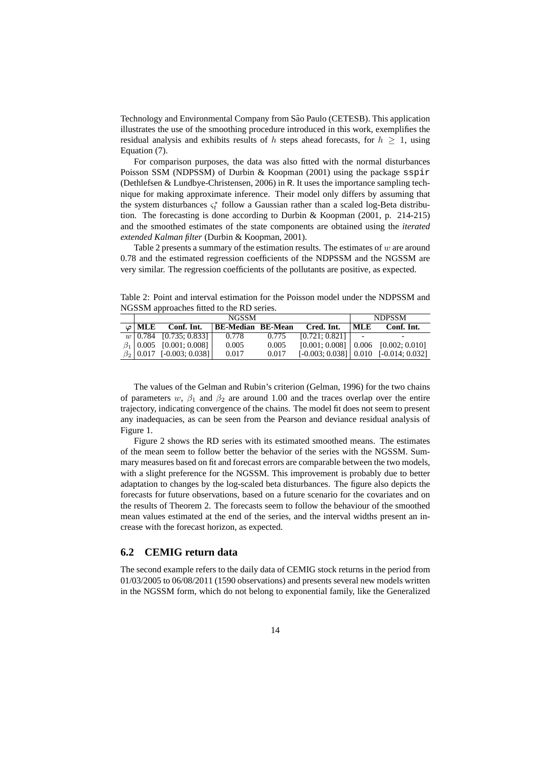Technology and Environmental Company from São Paulo (CETESB). This application illustrates the use of the smoothing procedure introduced in this work, exemplifies the residual analysis and exhibits results of $h$ steps ahead forecasts, for $h \geq 1$, using Equation (7).

For comparison purposes, the data was also fitted with the normal disturbances Poisson SSM (NDPSSM) of Durbin & Koopman (2001) using the package sspir (Dethlefsen & Lundbye-Christensen, 2006) in R. It uses the importance sampling technique for making approximate inference. Their model only differs by assuming that the system disturbances $\varsigma_t^*$ follow a Gaussian rather than a scaled log-Beta distribution. The forecasting is done according to Durbin & Koopman (2001, p. 214-215) and the smoothed estimates of the state components are obtained using the *iterated extended Kalman filter* (Durbin & Koopman, 2001).

Table 2 presents a summary of the estimation results. The estimates of $w$ are around 0.78 and the estimated regression coefficients of the NDPSSM and the NGSSM are very similar. The regression coefficients of the pollutants are positive, as expected.

Table 2: Point and interval estimation for the Poisson model under the NDPSSM and NGSSM approaches fitted to the RD series.

| | NGSSM | | | | | NDPSSM | |
|---|---|---|---|---|---|---|---|
| $\varphi$ | **MLE** | **Conf. Int.** | **BE-Median** | **BE-Mean** | **Cred. Int.** | **MLE** | **Conf. Int.** |
| $w$ | 0.784 | [0.735; 0.833] | 0.778 | 0.775 | [0.721; 0.821] | - | - |
| $\beta_1$ | 0.005 | [0.001; 0.008] | 0.005 | 0.005 | [0.001; 0.008] | 0.006 | [0.002; 0.010] |
| $\beta_2$ | 0.017 | [-0.003; 0.038] | 0.017 | 0.017 | [-0.003; 0.038] | 0.010 | [-0.014; 0.032] |

The values of the Gelman and Rubin's criterion (Gelman, 1996) for the two chains of parameters $w$, $\beta_1$ and $\beta_2$ are around 1.00 and the traces overlap over the entire trajectory, indicating convergence of the chains. The model fit does not seem to present any inadequacies, as can be seen from the Pearson and deviance residual analysis of Figure 1.

Figure 2 shows the RD series with its estimated smoothed means. The estimates of the mean seem to follow better the behavior of the series with the NGSSM. Summary measures based on fit and forecast errors are comparable between the two models, with a slight preference for the NGSSM. This improvement is probably due to better adaptation to changes by the log-scaled beta disturbances. The figure also depicts the forecasts for future observations, based on a future scenario for the covariates and on the results of Theorem 2. The forecasts seem to follow the behaviour of the smoothed mean values estimated at the end of the series, and the interval widths present an increase with the forecast horizon, as expected.

## 6.2 CEMIG return data

The second example refers to the daily data of CEMIG stock returns in the period from 01/03/2005 to 06/08/2011 (1590 observations) and presents several new models written in the NGSSM form, which do not belong to exponential family, like the Generalized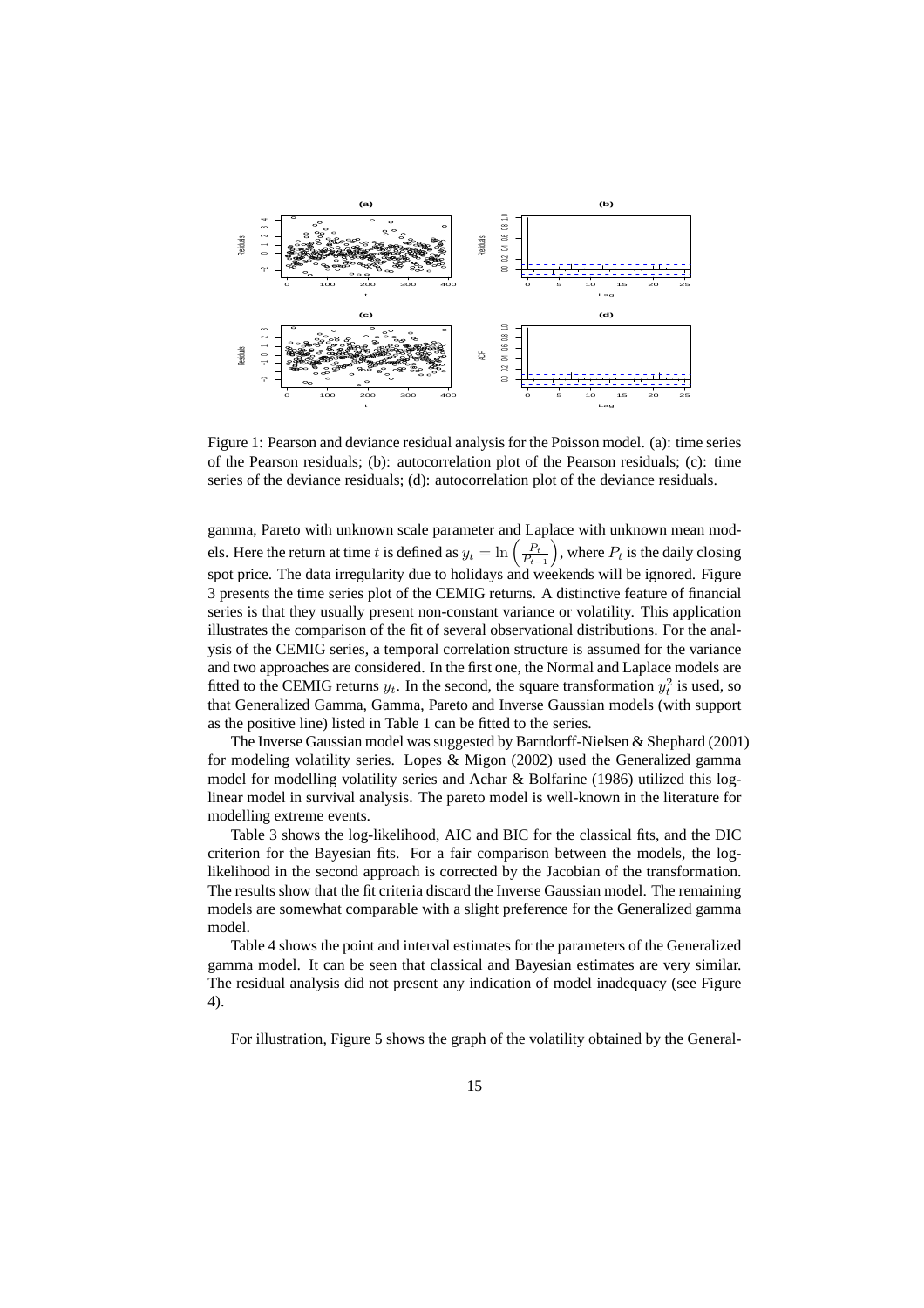Figure 1: Pearson and deviance residual analysis for the Poisson model. (a): time series of the Pearson residuals; (b): autocorrelation plot of the Pearson residuals; (c): time series of the deviance residuals; (d): autocorrelation plot of the deviance residuals.

gamma, Pareto with unknown scale parameter and Laplace with unknown mean models. Here the return at time $t$ is defined as $y_t = \ln\left(\frac{P_t}{P_{t-1}}\right)$, where $P_t$ is the daily closing spot price. The data irregularity due to holidays and weekends will be ignored. Figure 3 presents the time series plot of the CEMIG returns. A distinctive feature of financial series is that they usually present non-constant variance or volatility. This application illustrates the comparison of the fit of several observational distributions. For the analysis of the CEMIG series, a temporal correlation structure is assumed for the variance and two approaches are considered. In the first one, the Normal and Laplace models are fitted to the CEMIG returns $y_t$. In the second, the square transformation $y_t^2$ is used, so that Generalized Gamma, Gamma, Pareto and Inverse Gaussian models (with support as the positive line) listed in Table 1 can be fitted to the series.

The Inverse Gaussian model was suggested by Barndorff-Nielsen & Shephard (2001) for modeling volatility series. Lopes & Migon (2002) used the Generalized gamma model for modelling volatility series and Achar & Bolfarine (1986) utilized this log-linear model in survival analysis. The pareto model is well-known in the literature for modelling extreme events.

Table 3 shows the log-likelihood, AIC and BIC for the classical fits, and the DIC criterion for the Bayesian fits. For a fair comparison between the models, the log-likelihood in the second approach is corrected by the Jacobian of the transformation. The results show that the fit criteria discard the Inverse Gaussian model. The remaining models are somewhat comparable with a slight preference for the Generalized gamma model.

Table 4 shows the point and interval estimates for the parameters of the Generalized gamma model. It can be seen that classical and Bayesian estimates are very similar. The residual analysis did not present any indication of model inadequacy (see Figure 4).

For illustration, Figure 5 shows the graph of the volatility obtained by the General-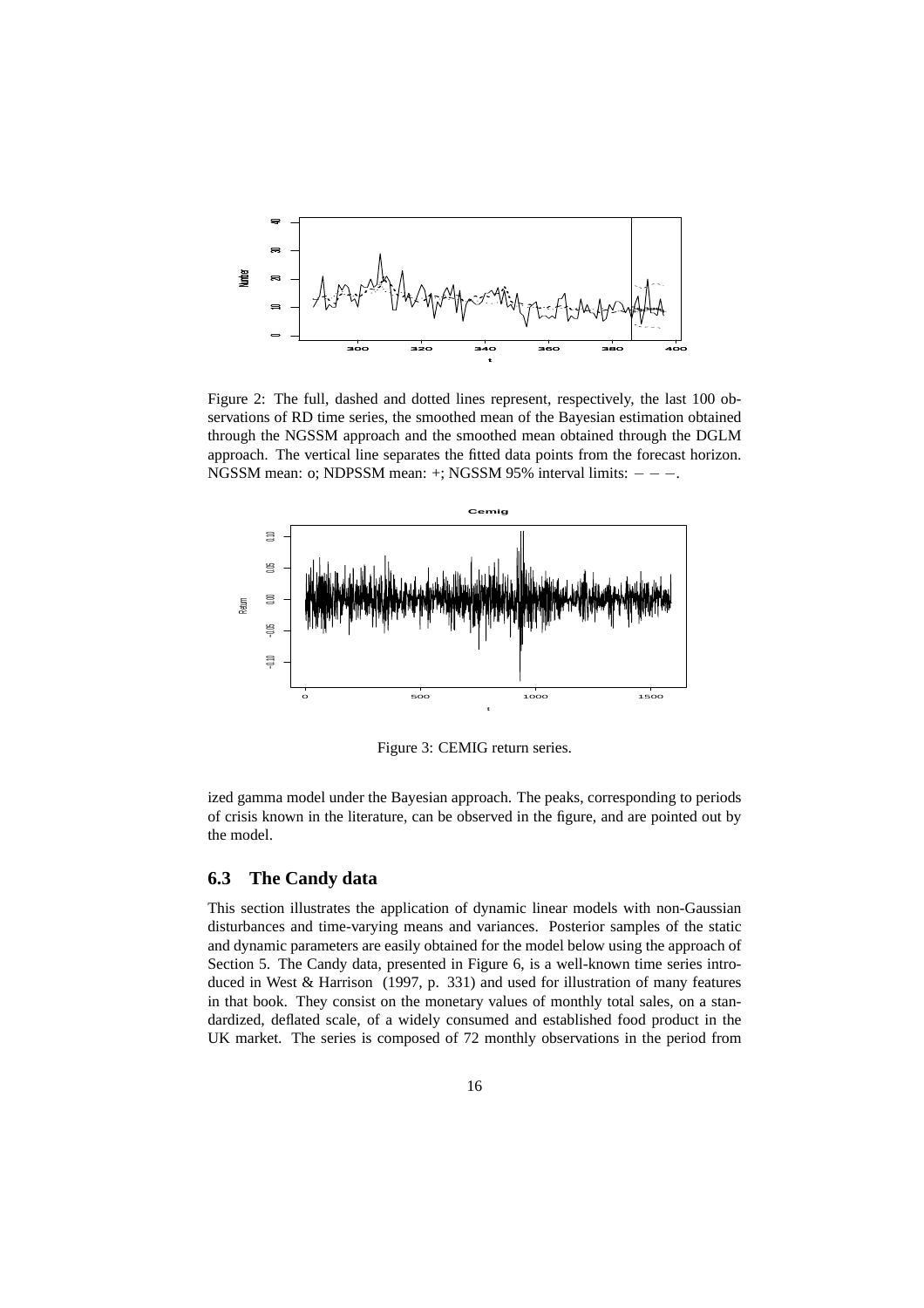Figure 2: The full, dashed and dotted lines represent, respectively, the last 100 observations of RD time series, the smoothed mean of the Bayesian estimation obtained through the NGSSM approach and the smoothed mean obtained through the DGLM approach. The vertical line separates the fitted data points from the forecast horizon. NGSSM mean: o; NDPSSM mean: +; NGSSM 95% interval limits: $- - -$.

Figure 3: CEMIG return series.

ized gamma model under the Bayesian approach. The peaks, corresponding to periods of crisis known in the literature, can be observed in the figure, and are pointed out by the model.

## 6.3 The Candy data

This section illustrates the application of dynamic linear models with non-Gaussian disturbances and time-varying means and variances. Posterior samples of the static and dynamic parameters are easily obtained for the model below using the approach of Section 5. The Candy data, presented in Figure 6, is a well-known time series introduced in West & Harrison (1997, p. 331) and used for illustration of many features in that book. They consist on the monetary values of monthly total sales, on a standardized, deflated scale, of a widely consumed and established food product in the UK market. The series is composed of 72 monthly observations in the period from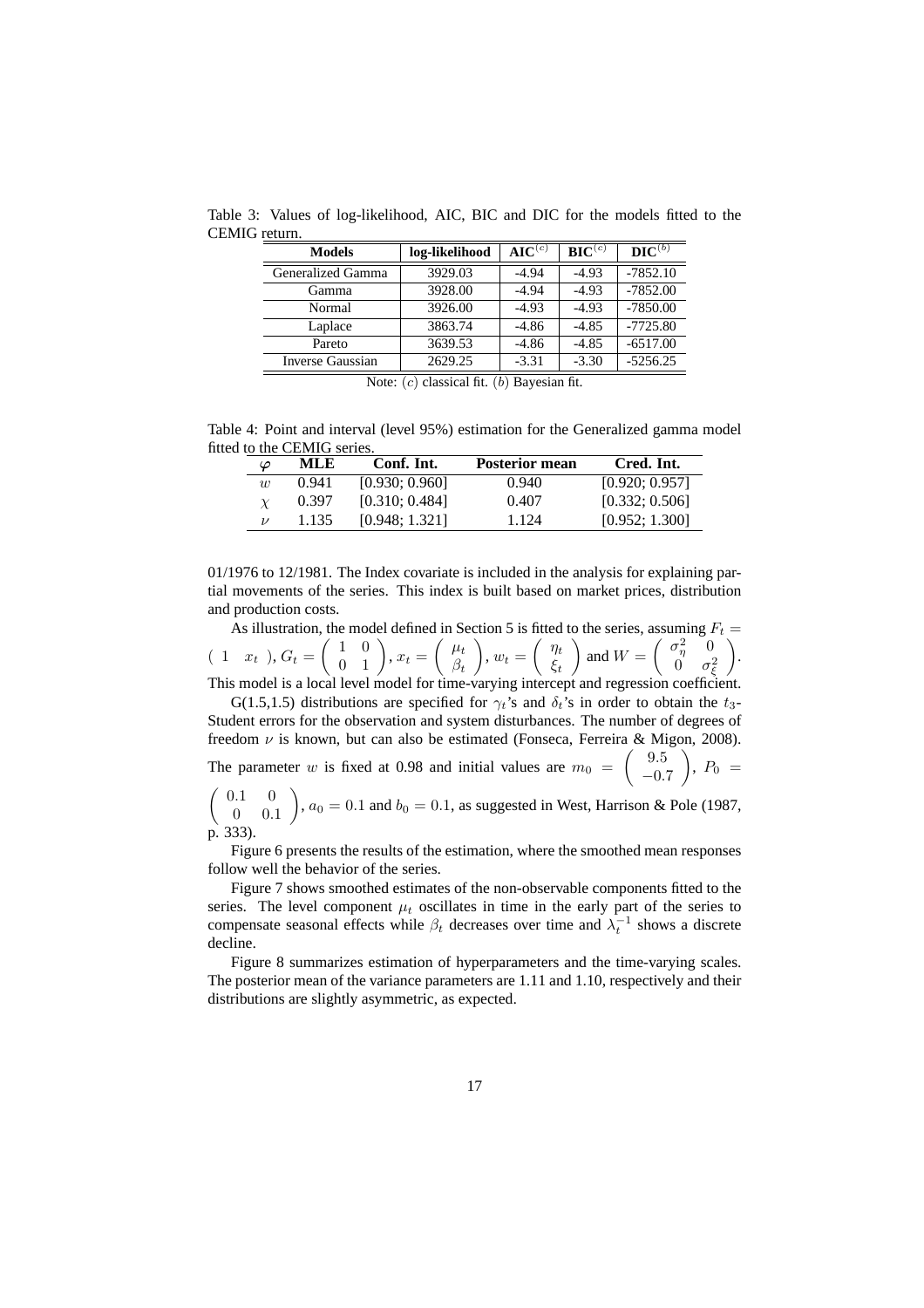Table 3: Values of log-likelihood, AIC, BIC and DIC for the models fitted to the CEMIG return.

| Models | log-likelihood | AIC$^{(c)}$ | BIC$^{(c)}$ | DIC$^{(b)}$ |
|---|---|---|---|---|
| Generalized Gamma | 3929.03 | -4.94 | -4.93 | -7852.10 |
| Gamma | 3928.00 | -4.94 | -4.93 | -7852.00 |
| Normal | 3926.00 | -4.93 | -4.93 | -7850.00 |
| Laplace | 3863.74 | -4.86 | -4.85 | -7725.80 |
| Pareto | 3639.53 | -4.86 | -4.85 | -6517.00 |
| Inverse Gaussian | 2629.25 | -3.31 | -3.30 | -5256.25 |

Note: $(c)$ classical fit. $(b)$ Bayesian fit.

Table 4: Point and interval (level 95%) estimation for the Generalized gamma model fitted to the CEMIG series.

| $\varphi$ | MLE | Conf. Int. | Posterior mean | Cred. Int. |
|---|---|---|---|---|
| $w$ | 0.941 | [0.930; 0.960] | 0.940 | [0.920; 0.957] |
| $\chi$ | 0.397 | [0.310; 0.484] | 0.407 | [0.332; 0.506] |
| $\nu$ | 1.135 | [0.948; 1.321] | 1.124 | [0.952; 1.300] |

01/1976 to 12/1981. The Index covariate is included in the analysis for explaining partial movements of the series. This index is built based on market prices, distribution and production costs.

As illustration, the model defined in Section 5 is fitted to the series, assuming $F_t = \begin{pmatrix} 1 & x_t \end{pmatrix}$, $G_t = \begin{pmatrix} 1 & 0 \\ 0 & 1 \end{pmatrix}$, $x_t = \begin{pmatrix} \mu_t \\ \beta_t \end{pmatrix}$, $w_t = \begin{pmatrix} \eta_t \\ \xi_t \end{pmatrix}$ and $W = \begin{pmatrix} \sigma_\eta^2 & 0 \\ 0 & \sigma_\xi^2 \end{pmatrix}$. This model is a local level model for time-varying intercept and regression coefficient.

G(1.5,1.5) distributions are specified for $\gamma_t$'s and $\delta_t$'s in order to obtain the $t_3$-Student errors for the observation and system disturbances. The number of degrees of freedom $\nu$ is known, but can also be estimated (Fonseca, Ferreira & Migon, 2008). The parameter $w$ is fixed at 0.98 and initial values are $m_0 = \begin{pmatrix} 9.5 \\ -0.7 \end{pmatrix}$, $P_0 = \begin{pmatrix} 0.1 & 0 \\ 0 & 0.1 \end{pmatrix}$, $a_0 = 0.1$ and $b_0 = 0.1$, as suggested in West, Harrison & Pole (1987, p. 333).

Figure 6 presents the results of the estimation, where the smoothed mean responses follow well the behavior of the series.

Figure 7 shows smoothed estimates of the non-observable components fitted to the series. The level component $\mu_t$ oscillates in time in the early part of the series to compensate seasonal effects while $\beta_t$ decreases over time and $\lambda_t^{-1}$ shows a discrete decline.

Figure 8 summarizes estimation of hyperparameters and the time-varying scales. The posterior mean of the variance parameters are 1.11 and 1.10, respectively and their distributions are slightly asymmetric, as expected.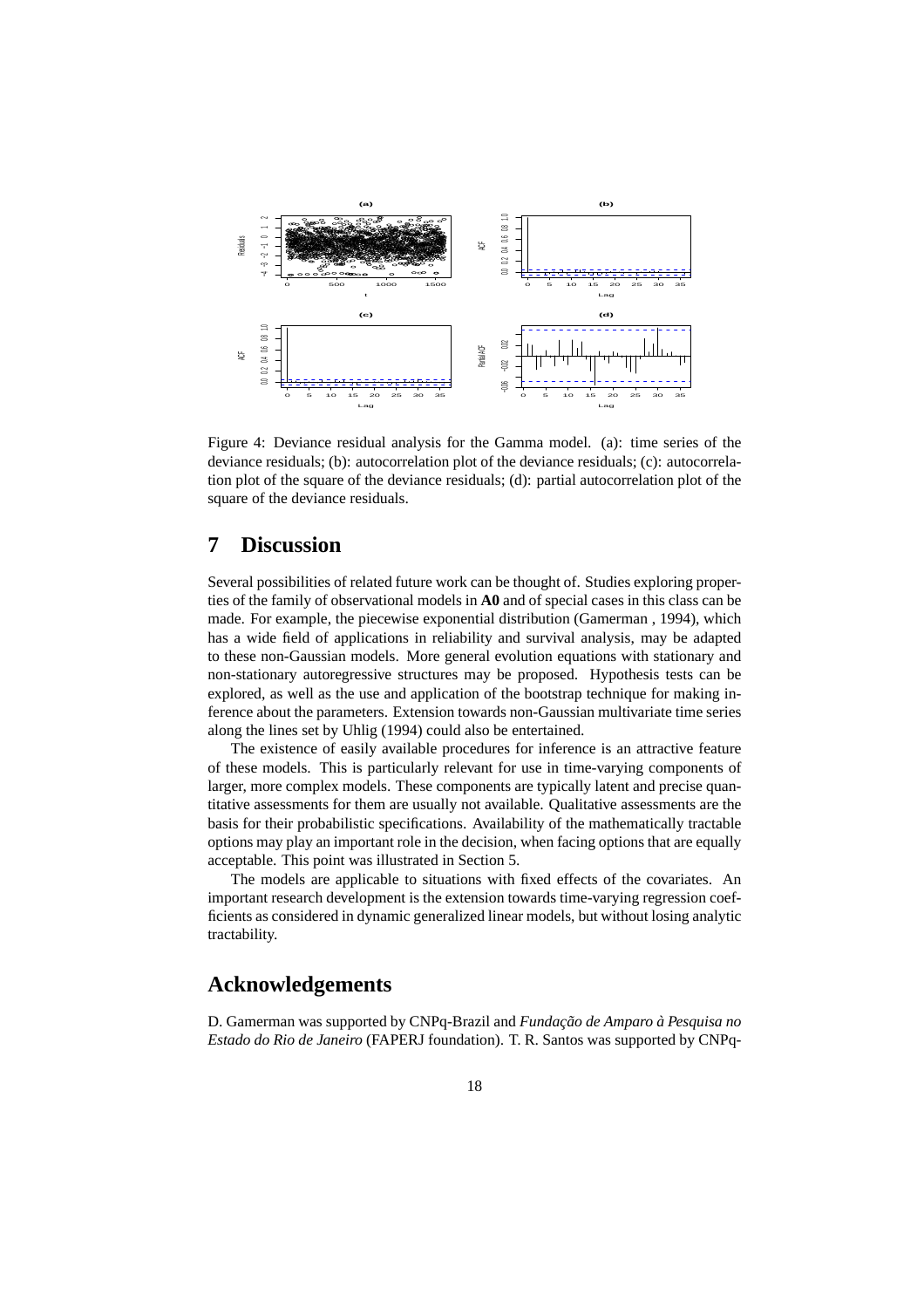Figure 4: Deviance residual analysis for the Gamma model. (a): time series of the deviance residuals; (b): autocorrelation plot of the deviance residuals; (c): autocorrelation plot of the square of the deviance residuals; (d): partial autocorrelation plot of the square of the deviance residuals.

# 7 Discussion

Several possibilities of related future work can be thought of. Studies exploring properties of the family of observational models in **A0** and of special cases in this class can be made. For example, the piecewise exponential distribution (Gamerman , 1994), which has a wide field of applications in reliability and survival analysis, may be adapted to these non-Gaussian models. More general evolution equations with stationary and non-stationary autoregressive structures may be proposed. Hypothesis tests can be explored, as well as the use and application of the bootstrap technique for making inference about the parameters. Extension towards non-Gaussian multivariate time series along the lines set by Uhlig (1994) could also be entertained.

The existence of easily available procedures for inference is an attractive feature of these models. This is particularly relevant for use in time-varying components of larger, more complex models. These components are typically latent and precise quantitative assessments for them are usually not available. Qualitative assessments are the basis for their probabilistic specifications. Availability of the mathematically tractable options may play an important role in the decision, when facing options that are equally acceptable. This point was illustrated in Section 5.

The models are applicable to situations with fixed effects of the covariates. An important research development is the extension towards time-varying regression coefficients as considered in dynamic generalized linear models, but without losing analytic tractability.

# Acknowledgements

D. Gamerman was supported by CNPq-Brazil and *Fundação de Amparo à Pesquisa no Estado do Rio de Janeiro* (FAPERJ foundation). T. R. Santos was supported by CNPq-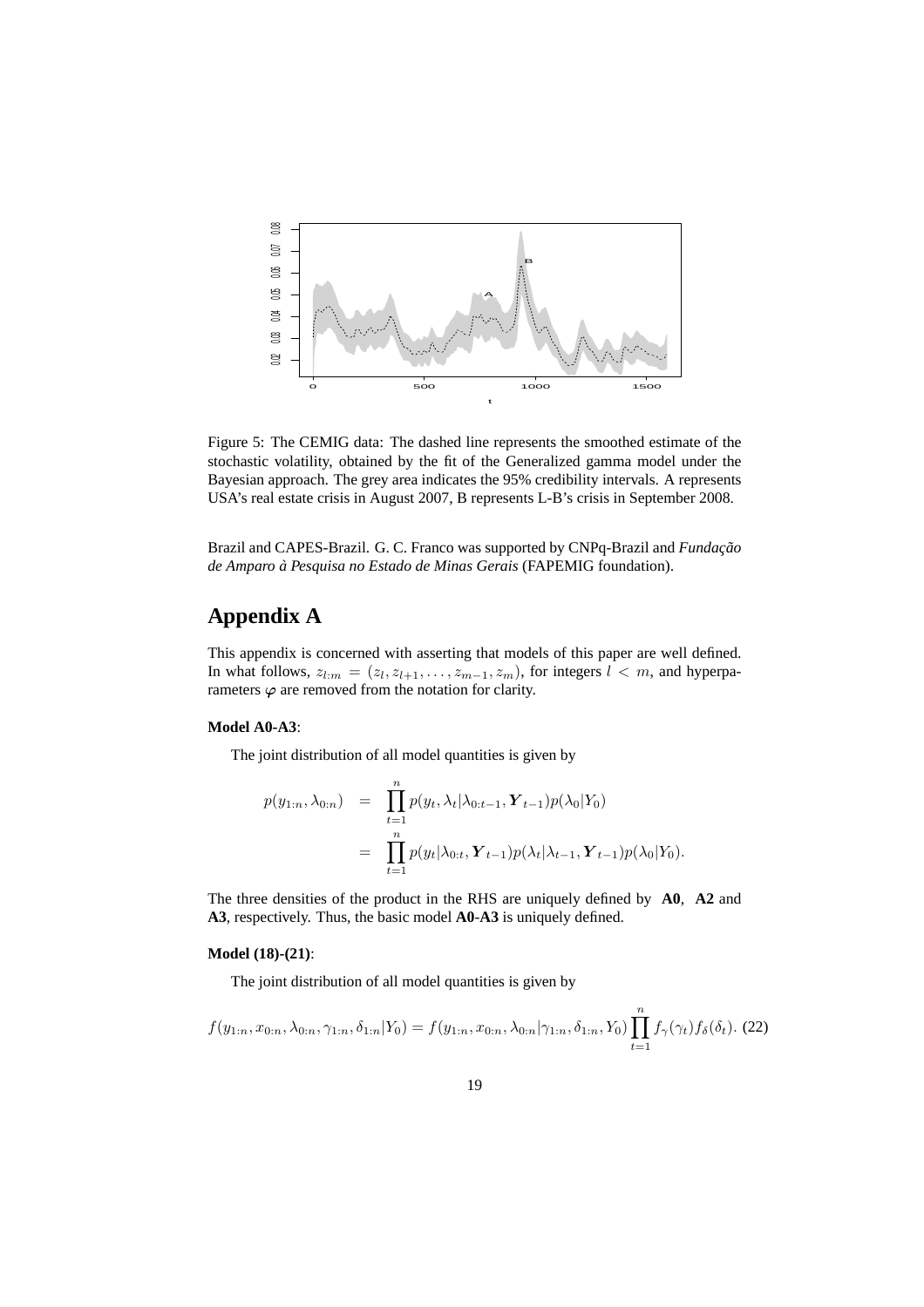Figure 5: The CEMIG data: The dashed line represents the smoothed estimate of the stochastic volatility, obtained by the fit of the Generalized gamma model under the Bayesian approach. The grey area indicates the 95% credibility intervals. A represents USA's real estate crisis in August 2007, B represents L-B's crisis in September 2008.

Brazil and CAPES-Brazil. G. C. Franco was supported by CNPq-Brazil and *Fundação de Amparo à Pesquisa no Estado de Minas Gerais* (FAPEMIG foundation).

# Appendix A

This appendix is concerned with asserting that models of this paper are well defined. In what follows, $z_{l:m} = (z_l, z_{l+1}, \ldots, z_{m-1}, z_m)$, for integers $l < m$, and hyperparameters $\boldsymbol{\varphi}$ are removed from the notation for clarity.

**Model A0-A3**:

The joint distribution of all model quantities is given by

$$
\begin{aligned}
p(y_{1:n}, \lambda_{0:n}) &= \prod_{t=1}^{n} p(y_t, \lambda_t | \lambda_{0:t-1}, \boldsymbol{Y}_{t-1}) p(\lambda_0 | Y_0) \\
&= \prod_{t=1}^{n} p(y_t | \lambda_{0:t}, \boldsymbol{Y}_{t-1}) p(\lambda_t | \lambda_{t-1}, \boldsymbol{Y}_{t-1}) p(\lambda_0 | Y_0).
\end{aligned}
$$

The three densities of the product in the RHS are uniquely defined by **A0**, **A2** and **A3**, respectively. Thus, the basic model **A0-A3** is uniquely defined.

**Model (18)-(21)**:

The joint distribution of all model quantities is given by

$$
f(y_{1:n}, x_{0:n}, \lambda_{0:n}, \gamma_{1:n}, \delta_{1:n} | Y_0) = f(y_{1:n}, x_{0:n}, \lambda_{0:n} | \gamma_{1:n}, \delta_{1:n}, Y_0) \prod_{t=1}^{n} f_\gamma(\gamma_t) f_\delta(\delta_t). \tag{22}
$$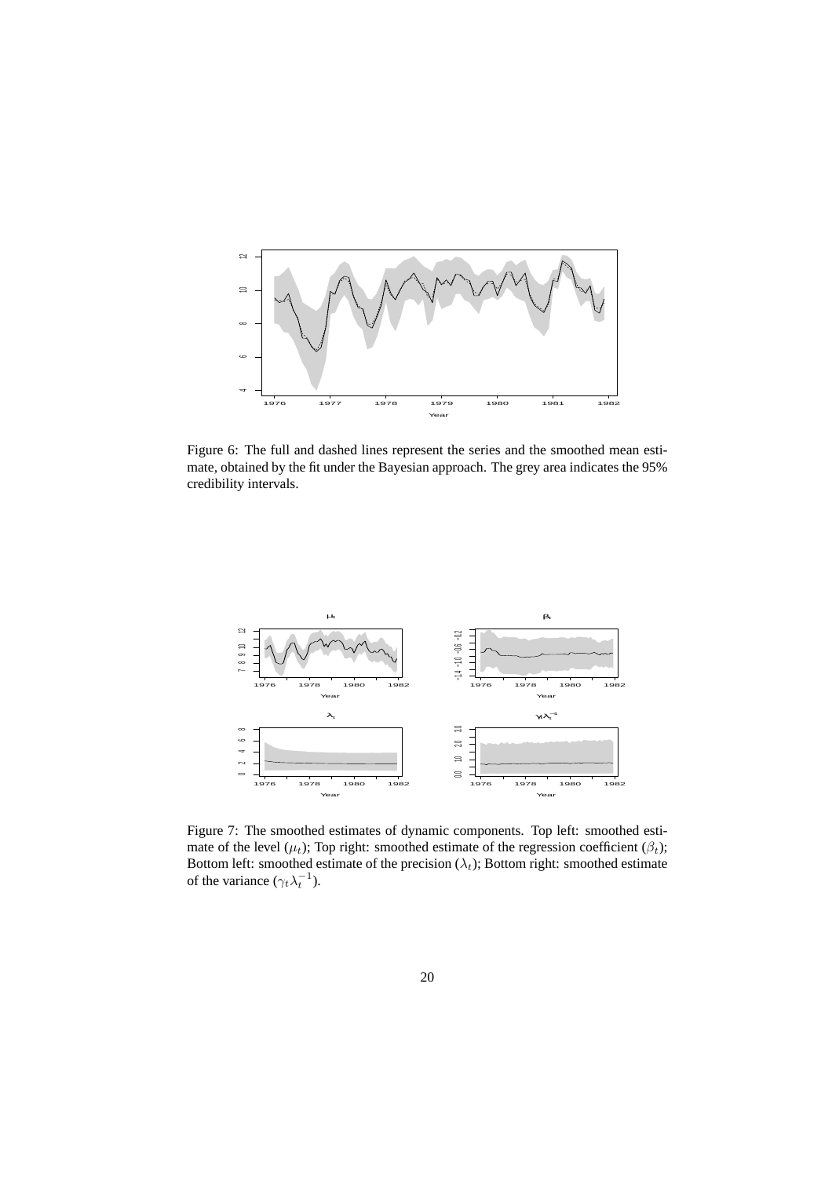Figure 6: The full and dashed lines represent the series and the smoothed mean estimate, obtained by the fit under the Bayesian approach. The grey area indicates the 95% credibility intervals.

Figure 7: The smoothed estimates of dynamic components. Top left: smoothed estimate of the level ($\mu_t$); Top right: smoothed estimate of the regression coefficient ($\beta_t$); Bottom left: smoothed estimate of the precision ($\lambda_t$); Bottom right: smoothed estimate of the variance ($\gamma_t \lambda_t^{-1}$).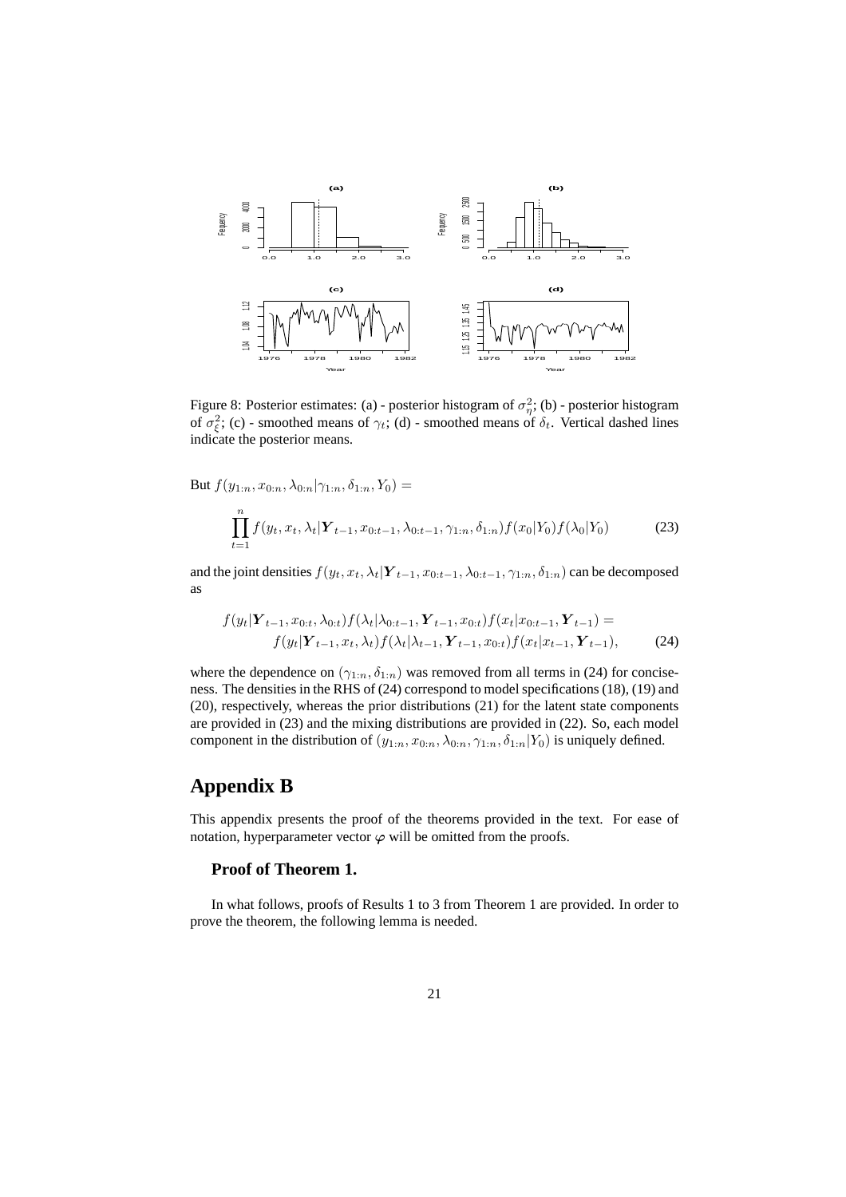Figure 8: Posterior estimates: (a) - posterior histogram of $\sigma_\eta^2$; (b) - posterior histogram of $\sigma_\xi^2$; (c) - smoothed means of $\gamma_t$; (d) - smoothed means of $\delta_t$. Vertical dashed lines indicate the posterior means.

But $f(y_{1:n}, x_{0:n}, \lambda_{0:n}|\gamma_{1:n}, \delta_{1:n}, Y_0) =$

$$\prod_{t=1}^{n} f(y_t, x_t, \lambda_t|\boldsymbol{Y}_{t-1}, x_{0:t-1}, \lambda_{0:t-1}, \gamma_{1:n}, \delta_{1:n}) f(x_0|Y_0) f(\lambda_0|Y_0) \tag{23}$$

and the joint densities $f(y_t, x_t, \lambda_t|\boldsymbol{Y}_{t-1}, x_{0:t-1}, \lambda_{0:t-1}, \gamma_{1:n}, \delta_{1:n})$ can be decomposed as

$$\begin{aligned} f(y_t|\boldsymbol{Y}_{t-1}, x_{0:t}, \lambda_{0:t}) f(\lambda_t|\lambda_{0:t-1}, \boldsymbol{Y}_{t-1}, x_{0:t}) f(x_t|x_{0:t-1}, \boldsymbol{Y}_{t-1}) = \\ f(y_t|\boldsymbol{Y}_{t-1}, x_t, \lambda_t) f(\lambda_t|\lambda_{t-1}, \boldsymbol{Y}_{t-1}, x_{0:t}) f(x_t|x_{t-1}, \boldsymbol{Y}_{t-1}), \end{aligned} \tag{24}$$

where the dependence on $(\gamma_{1:n}, \delta_{1:n})$ was removed from all terms in (24) for conciseness. The densities in the RHS of (24) correspond to model specifications (18), (19) and (20), respectively, whereas the prior distributions (21) for the latent state components are provided in (23) and the mixing distributions are provided in (22). So, each model component in the distribution of $(y_{1:n}, x_{0:n}, \lambda_{0:n}, \gamma_{1:n}, \delta_{1:n}|Y_0)$ is uniquely defined.

# Appendix B

This appendix presents the proof of the theorems provided in the text. For ease of notation, hyperparameter vector $\boldsymbol{\varphi}$ will be omitted from the proofs.

## Proof of Theorem 1.

In what follows, proofs of Results 1 to 3 from Theorem 1 are provided. In order to prove the theorem, the following lemma is needed.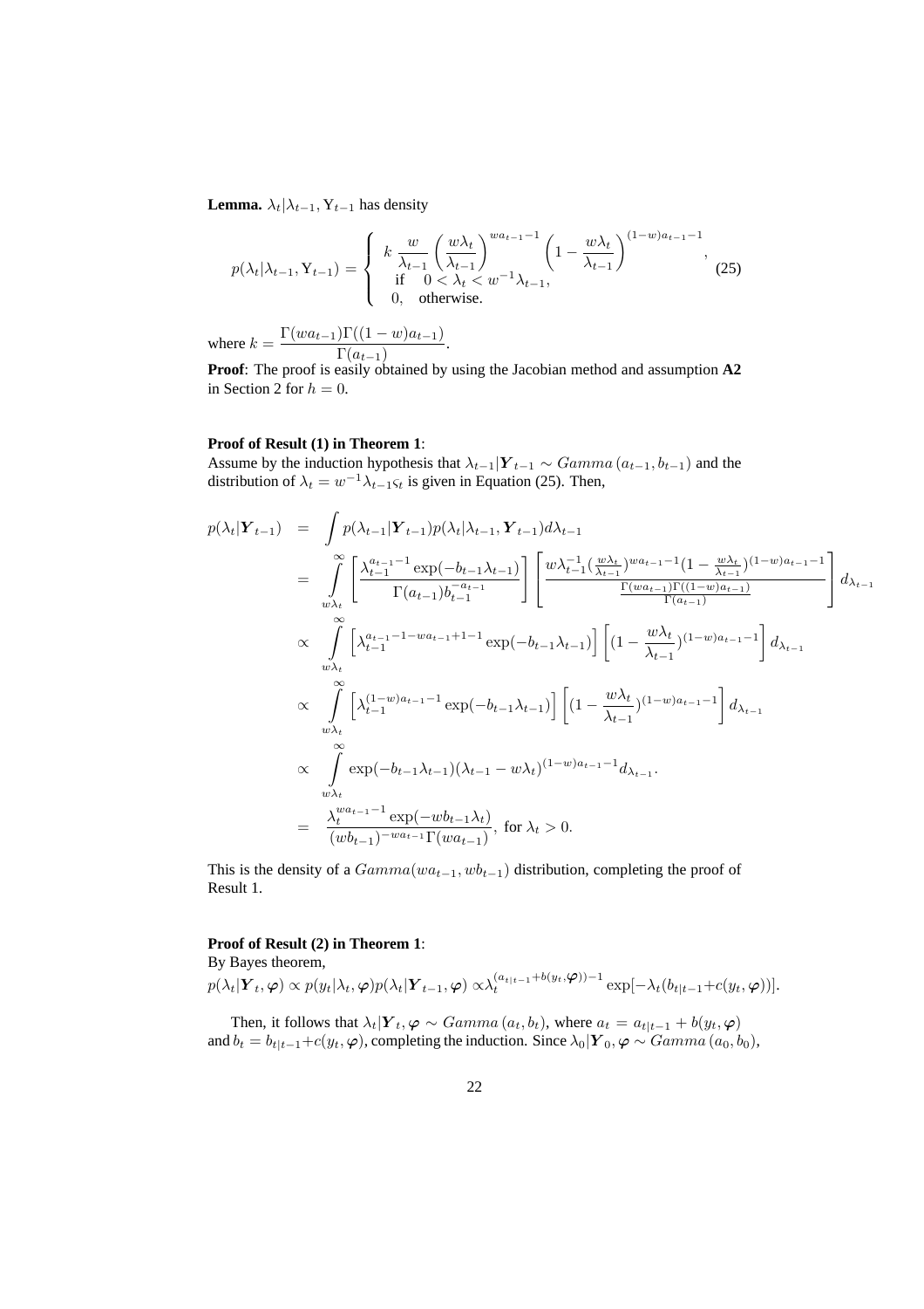**Lemma.** $\lambda_t|\lambda_{t-1}, \mathrm{Y}_{t-1}$ has density

$$
p(\lambda_t|\lambda_{t-1}, \mathrm{Y}_{t-1}) = \begin{cases} k \, \dfrac{w}{\lambda_{t-1}} \left(\dfrac{w\lambda_t}{\lambda_{t-1}}\right)^{wa_{t-1}-1} \left(1 - \dfrac{w\lambda_t}{\lambda_{t-1}}\right)^{(1-w)a_{t-1}-1}, \\ \text{if} \quad 0 < \lambda_t < w^{-1}\lambda_{t-1}, \\ 0, \quad \text{otherwise.} \end{cases} \tag{25}
$$

where $k = \dfrac{\Gamma(wa_{t-1})\Gamma((1-w)a_{t-1})}{\Gamma(a_{t-1})}$.

**Proof**: The proof is easily obtained by using the Jacobian method and assumption **A2** in Section 2 for $h = 0$.

**Proof of Result (1) in Theorem 1**:

Assume by the induction hypothesis that $\lambda_{t-1}|\boldsymbol{Y}_{t-1} \sim Gamma\,(a_{t-1}, b_{t-1})$ and the distribution of $\lambda_t = w^{-1}\lambda_{t-1}\varsigma_t$ is given in Equation (25). Then,

$$
\begin{aligned}
p(\lambda_t|\boldsymbol{Y}_{t-1}) &= \int p(\lambda_{t-1}|\boldsymbol{Y}_{t-1})p(\lambda_t|\lambda_{t-1}, \boldsymbol{Y}_{t-1})d\lambda_{t-1} \\
&= \int_{w\lambda_t}^{\infty} \left[\frac{\lambda_{t-1}^{a_{t-1}-1}\exp(-b_{t-1}\lambda_{t-1})}{\Gamma(a_{t-1})b_{t-1}^{-a_{t-1}}}\right] \left[\frac{w\lambda_{t-1}^{-1}(\frac{w\lambda_t}{\lambda_{t-1}})^{wa_{t-1}-1}(1-\frac{w\lambda_t}{\lambda_{t-1}})^{(1-w)a_{t-1}-1}}{\frac{\Gamma(wa_{t-1})\Gamma((1-w)a_{t-1})}{\Gamma(a_{t-1})}}\right] d_{\lambda_{t-1}} \\
&\propto \int_{w\lambda_t}^{\infty} \left[\lambda_{t-1}^{a_{t-1}-1-wa_{t-1}+1-1}\exp(-b_{t-1}\lambda_{t-1})\right] \left[(1-\frac{w\lambda_t}{\lambda_{t-1}})^{(1-w)a_{t-1}-1}\right] d_{\lambda_{t-1}} \\
&\propto \int_{w\lambda_t}^{\infty} \left[\lambda_{t-1}^{(1-w)a_{t-1}-1}\exp(-b_{t-1}\lambda_{t-1})\right] \left[(1-\frac{w\lambda_t}{\lambda_{t-1}})^{(1-w)a_{t-1}-1}\right] d_{\lambda_{t-1}} \\
&\propto \int_{w\lambda_t}^{\infty} \exp(-b_{t-1}\lambda_{t-1})(\lambda_{t-1} - w\lambda_t)^{(1-w)a_{t-1}-1} d_{\lambda_{t-1}}. \\
&= \frac{\lambda_t^{wa_{t-1}-1}\exp(-wb_{t-1}\lambda_t)}{(wb_{t-1})^{-wa_{t-1}}\Gamma(wa_{t-1})}, \text{ for } \lambda_t > 0.
\end{aligned}
$$

This is the density of a $Gamma(wa_{t-1}, wb_{t-1})$ distribution, completing the proof of Result 1.

**Proof of Result (2) in Theorem 1**:

By Bayes theorem,

$p(\lambda_t|\boldsymbol{Y}_t, \boldsymbol{\varphi}) \propto p(y_t|\lambda_t, \boldsymbol{\varphi})p(\lambda_t|\boldsymbol{Y}_{t-1}, \boldsymbol{\varphi}) \propto \lambda_t^{(a_{t|t-1}+b(y_t,\boldsymbol{\varphi}))-1}\exp[-\lambda_t(b_{t|t-1}+c(y_t, \boldsymbol{\varphi}))]$.

Then, it follows that $\lambda_t|\boldsymbol{Y}_t, \boldsymbol{\varphi} \sim Gamma\,(a_t, b_t)$, where $a_t = a_{t|t-1} + b(y_t, \boldsymbol{\varphi})$ and $b_t = b_{t|t-1}+c(y_t, \boldsymbol{\varphi})$, completing the induction. Since $\lambda_0|\boldsymbol{Y}_0, \boldsymbol{\varphi} \sim Gamma\,(a_0, b_0)$,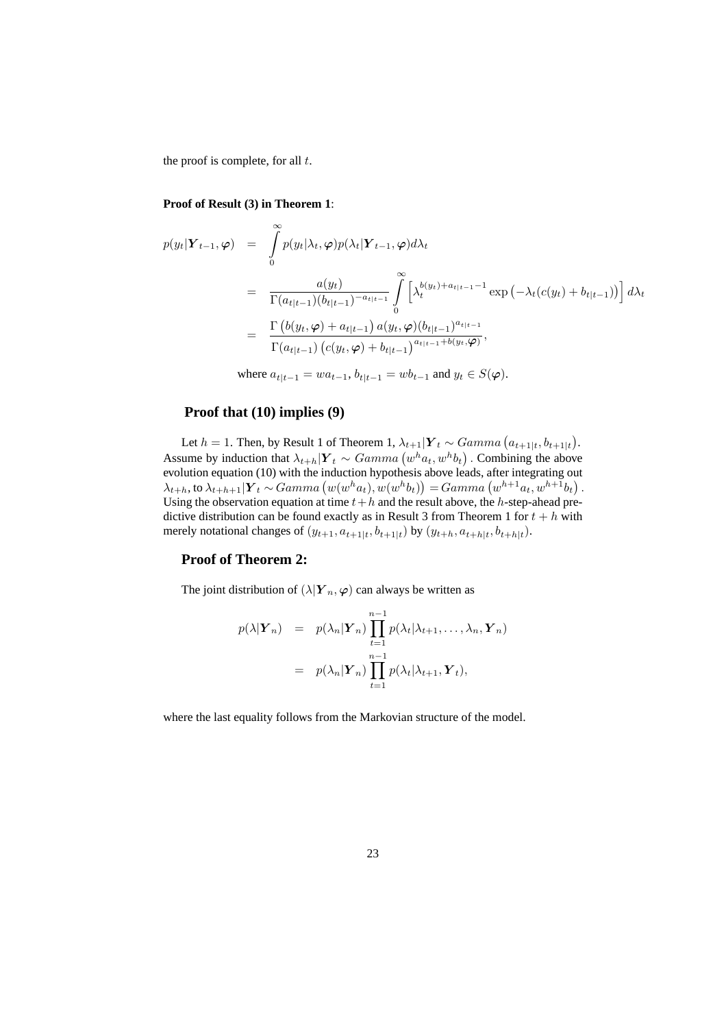the proof is complete, for all $t$.

**Proof of Result (3) in Theorem 1**:

$$
\begin{aligned}
p(y_t|\boldsymbol{Y}_{t-1},\boldsymbol{\varphi}) &= \int_0^\infty p(y_t|\lambda_t,\boldsymbol{\varphi})p(\lambda_t|\boldsymbol{Y}_{t-1},\boldsymbol{\varphi})d\lambda_t \\
&= \frac{a(y_t)}{\Gamma(a_{t|t-1})(b_{t|t-1})^{-a_{t|t-1}}} \int_0^\infty \left[\lambda_t^{b(y_t)+a_{t|t-1}-1} \exp\left(-\lambda_t(c(y_t)+b_{t|t-1})\right)\right] d\lambda_t \\
&= \frac{\Gamma\left(b(y_t,\boldsymbol{\varphi})+a_{t|t-1}\right) a(y_t,\boldsymbol{\varphi})(b_{t|t-1})^{a_{t|t-1}}}{\Gamma(a_{t|t-1})\left(c(y_t,\boldsymbol{\varphi})+b_{t|t-1}\right)^{a_{t|t-1}+b(y_t,\boldsymbol{\varphi})}},
\end{aligned}
$$

where $a_{t|t-1} = wa_{t-1}$, $b_{t|t-1} = wb_{t-1}$ and $y_t \in S(\boldsymbol{\varphi})$.

## Proof that (10) implies (9)

Let $h = 1$. Then, by Result 1 of Theorem 1, $\lambda_{t+1}|\boldsymbol{Y}_t \sim Gamma\left(a_{t+1|t}, b_{t+1|t}\right)$. Assume by induction that $\lambda_{t+h}|\boldsymbol{Y}_t \sim Gamma\left(w^h a_t, w^h b_t\right)$. Combining the above evolution equation (10) with the induction hypothesis above leads, after integrating out $\lambda_{t+h}$, to $\lambda_{t+h+1}|\boldsymbol{Y}_t \sim Gamma\left(w(w^h a_t), w(w^h b_t)\right) = Gamma\left(w^{h+1}a_t, w^{h+1}b_t\right)$. Using the observation equation at time $t+h$ and the result above, the $h$-step-ahead predictive distribution can be found exactly as in Result 3 from Theorem 1 for $t+h$ with merely notational changes of $(y_{t+1}, a_{t+1|t}, b_{t+1|t})$ by $(y_{t+h}, a_{t+h|t}, b_{t+h|t})$.

## Proof of Theorem 2:

The joint distribution of $(\lambda|\boldsymbol{Y}_n, \boldsymbol{\varphi})$ can always be written as

$$
\begin{aligned}
p(\lambda|\boldsymbol{Y}_n) &= p(\lambda_n|\boldsymbol{Y}_n)\prod_{t=1}^{n-1} p(\lambda_t|\lambda_{t+1},\ldots,\lambda_n,\boldsymbol{Y}_n) \\
&= p(\lambda_n|\boldsymbol{Y}_n)\prod_{t=1}^{n-1} p(\lambda_t|\lambda_{t+1},\boldsymbol{Y}_t),
\end{aligned}
$$

where the last equality follows from the Markovian structure of the model.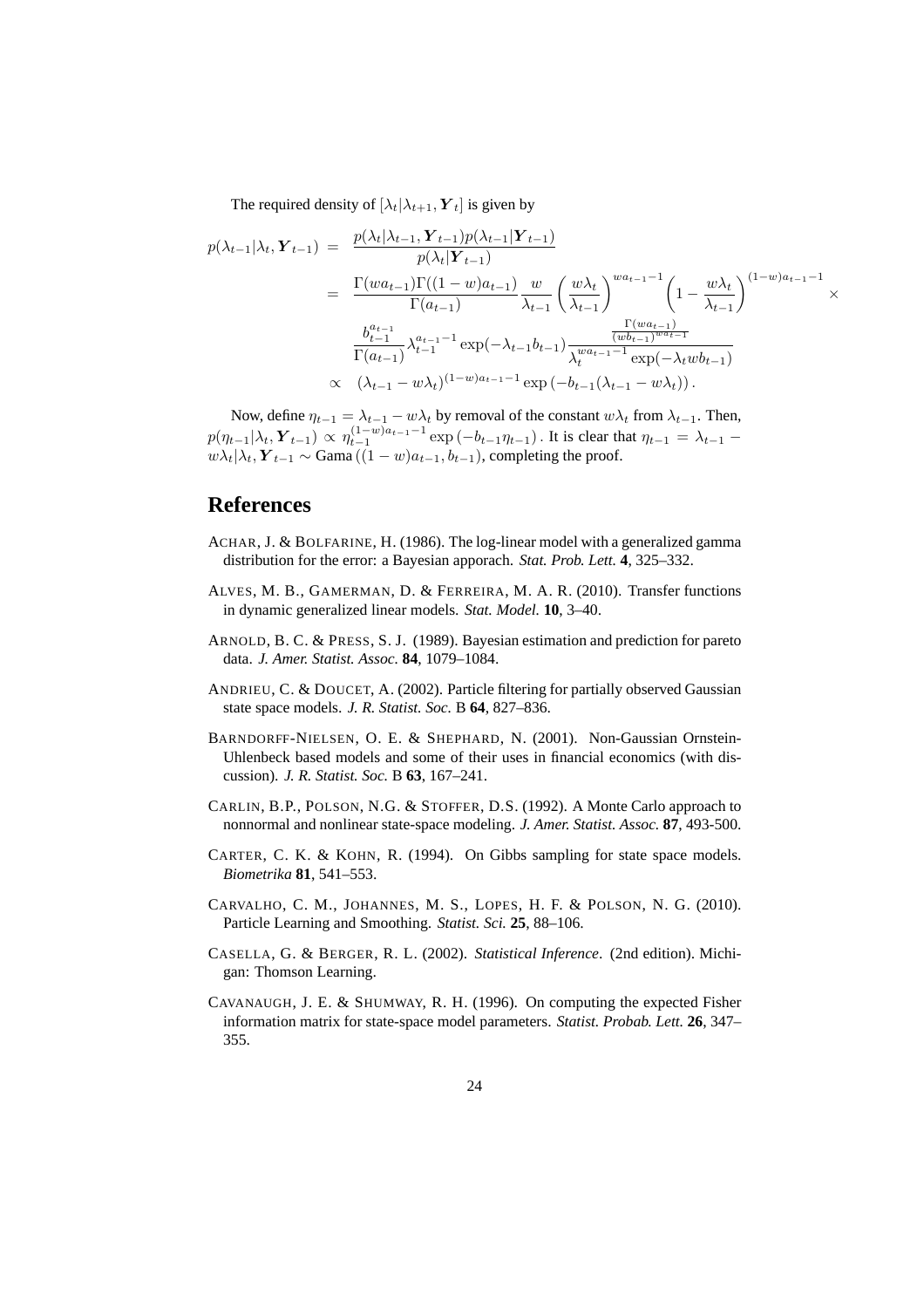The required density of $[\lambda_t|\lambda_{t+1}, \boldsymbol{Y}_t]$ is given by

$$
\begin{aligned}
p(\lambda_{t-1}|\lambda_t, \boldsymbol{Y}_{t-1}) &= \frac{p(\lambda_t|\lambda_{t-1}, \boldsymbol{Y}_{t-1})p(\lambda_{t-1}|\boldsymbol{Y}_{t-1})}{p(\lambda_t|\boldsymbol{Y}_{t-1})} \\
&= \frac{\Gamma(wa_{t-1})\Gamma((1-w)a_{t-1})}{\Gamma(a_{t-1})}\frac{w}{\lambda_{t-1}}\left(\frac{w\lambda_t}{\lambda_{t-1}}\right)^{wa_{t-1}-1}\left(1-\frac{w\lambda_t}{\lambda_{t-1}}\right)^{(1-w)a_{t-1}-1} \times \\
&\quad \frac{b_{t-1}^{a_{t-1}}}{\Gamma(a_{t-1})}\lambda_{t-1}^{a_{t-1}-1}\exp(-\lambda_{t-1}b_{t-1})\frac{\frac{\Gamma(wa_{t-1})}{(wb_{t-1})^{wa_{t-1}}}}{\lambda_t^{wa_{t-1}-1}\exp(-\lambda_t wb_{t-1})} \\
&\propto \quad (\lambda_{t-1}-w\lambda_t)^{(1-w)a_{t-1}-1}\exp\left(-b_{t-1}(\lambda_{t-1}-w\lambda_t)\right).
\end{aligned}
$$

Now, define $\eta_{t-1} = \lambda_{t-1} - w\lambda_t$ by removal of the constant $w\lambda_t$ from $\lambda_{t-1}$. Then, $p(\eta_{t-1}|\lambda_t, \boldsymbol{Y}_{t-1}) \propto \eta_{t-1}^{(1-w)a_{t-1}-1}\exp\left(-b_{t-1}\eta_{t-1}\right)$. It is clear that $\eta_{t-1} = \lambda_{t-1} - w\lambda_t|\lambda_t, \boldsymbol{Y}_{t-1} \sim$ Gama $((1-w)a_{t-1}, b_{t-1})$, completing the proof.

## References

ACHAR, J. & BOLFARINE, H. (1986). The log-linear model with a generalized gamma distribution for the error: a Bayesian apporach. *Stat. Prob. Lett.* **4**, 325–332.

ALVES, M. B., GAMERMAN, D. & FERREIRA, M. A. R. (2010). Transfer functions in dynamic generalized linear models. *Stat. Model.* **10**, 3–40.

ARNOLD, B. C. & PRESS, S. J. (1989). Bayesian estimation and prediction for pareto data. *J. Amer. Statist. Assoc.* **84**, 1079–1084.

ANDRIEU, C. & DOUCET, A. (2002). Particle filtering for partially observed Gaussian state space models. *J. R. Statist. Soc.* B **64**, 827–836.

BARNDORFF-NIELSEN, O. E. & SHEPHARD, N. (2001). Non-Gaussian Ornstein-Uhlenbeck based models and some of their uses in financial economics (with discussion). *J. R. Statist. Soc.* B **63**, 167–241.

CARLIN, B.P., POLSON, N.G. & STOFFER, D.S. (1992). A Monte Carlo approach to nonnormal and nonlinear state-space modeling. *J. Amer. Statist. Assoc.* **87**, 493-500.

CARTER, C. K. & KOHN, R. (1994). On Gibbs sampling for state space models. *Biometrika* **81**, 541–553.

CARVALHO, C. M., JOHANNES, M. S., LOPES, H. F. & POLSON, N. G. (2010). Particle Learning and Smoothing. *Statist. Sci.* **25**, 88–106.

CASELLA, G. & BERGER, R. L. (2002). *Statistical Inference*. (2nd edition). Michigan: Thomson Learning.

CAVANAUGH, J. E. & SHUMWAY, R. H. (1996). On computing the expected Fisher information matrix for state-space model parameters. *Statist. Probab. Lett.* **26**, 347–355.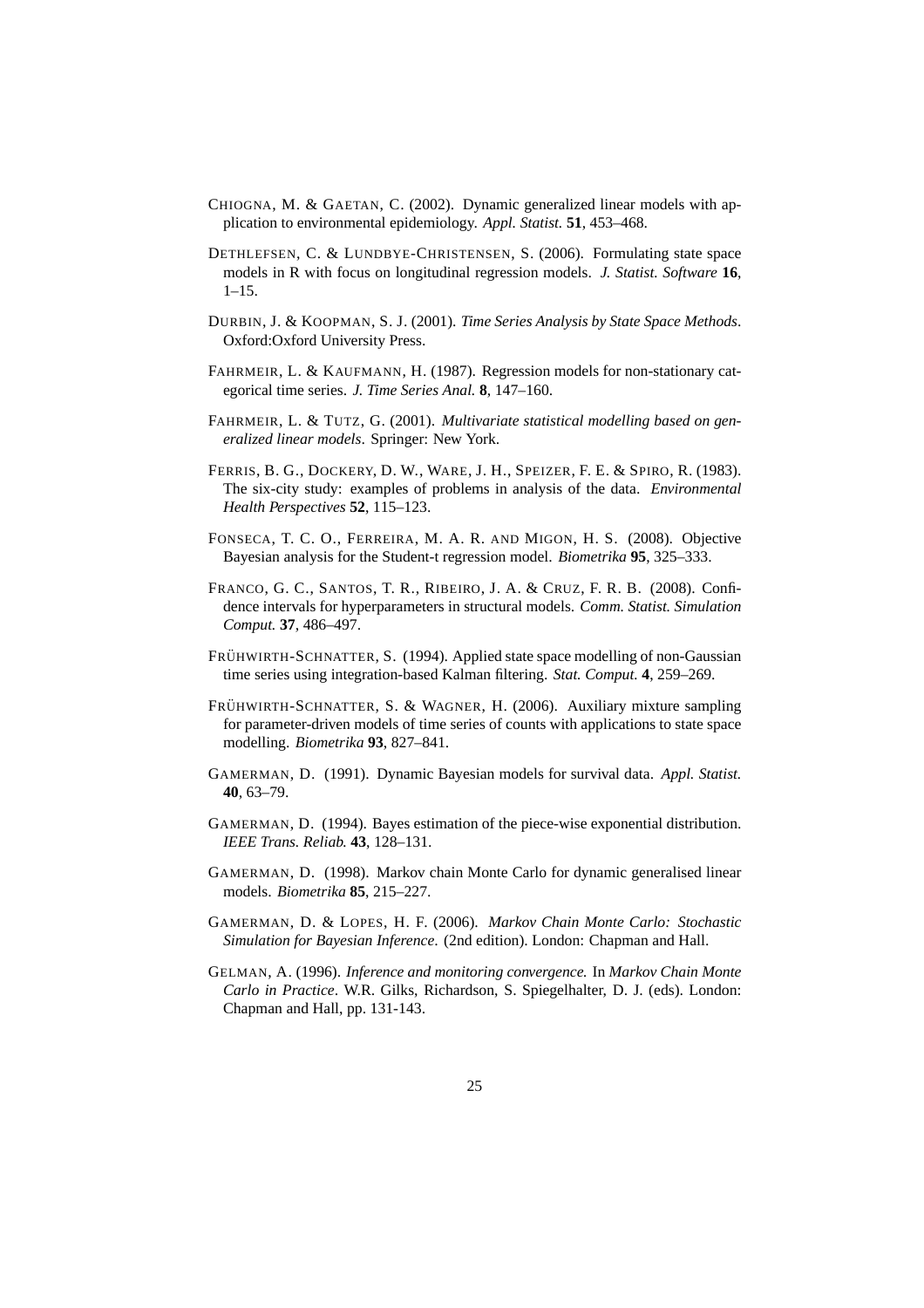CHIOGNA, M. & GAETAN, C. (2002). Dynamic generalized linear models with application to environmental epidemiology. *Appl. Statist.* **51**, 453–468.

DETHLEFSEN, C. & LUNDBYE-CHRISTENSEN, S. (2006). Formulating state space models in R with focus on longitudinal regression models. *J. Statist. Software* **16**, 1–15.

DURBIN, J. & KOOPMAN, S. J. (2001). *Time Series Analysis by State Space Methods*. Oxford:Oxford University Press.

FAHRMEIR, L. & KAUFMANN, H. (1987). Regression models for non-stationary categorical time series. *J. Time Series Anal.* **8**, 147–160.

FAHRMEIR, L. & TUTZ, G. (2001). *Multivariate statistical modelling based on generalized linear models*. Springer: New York.

FERRIS, B. G., DOCKERY, D. W., WARE, J. H., SPEIZER, F. E. & SPIRO, R. (1983). The six-city study: examples of problems in analysis of the data. *Environmental Health Perspectives* **52**, 115–123.

FONSECA, T. C. O., FERREIRA, M. A. R. AND MIGON, H. S. (2008). Objective Bayesian analysis for the Student-t regression model. *Biometrika* **95**, 325–333.

FRANCO, G. C., SANTOS, T. R., RIBEIRO, J. A. & CRUZ, F. R. B. (2008). Confidence intervals for hyperparameters in structural models. *Comm. Statist. Simulation Comput.* **37**, 486–497.

FRÜHWIRTH-SCHNATTER, S. (1994). Applied state space modelling of non-Gaussian time series using integration-based Kalman filtering. *Stat. Comput.* **4**, 259–269.

FRÜHWIRTH-SCHNATTER, S. & WAGNER, H. (2006). Auxiliary mixture sampling for parameter-driven models of time series of counts with applications to state space modelling. *Biometrika* **93**, 827–841.

GAMERMAN, D. (1991). Dynamic Bayesian models for survival data. *Appl. Statist.* **40**, 63–79.

GAMERMAN, D. (1994). Bayes estimation of the piece-wise exponential distribution. *IEEE Trans. Reliab.* **43**, 128–131.

GAMERMAN, D. (1998). Markov chain Monte Carlo for dynamic generalised linear models. *Biometrika* **85**, 215–227.

GAMERMAN, D. & LOPES, H. F. (2006). *Markov Chain Monte Carlo: Stochastic Simulation for Bayesian Inference*. (2nd edition). London: Chapman and Hall.

GELMAN, A. (1996). *Inference and monitoring convergence.* In *Markov Chain Monte Carlo in Practice*. W.R. Gilks, Richardson, S. Spiegelhalter, D. J. (eds). London: Chapman and Hall, pp. 131-143.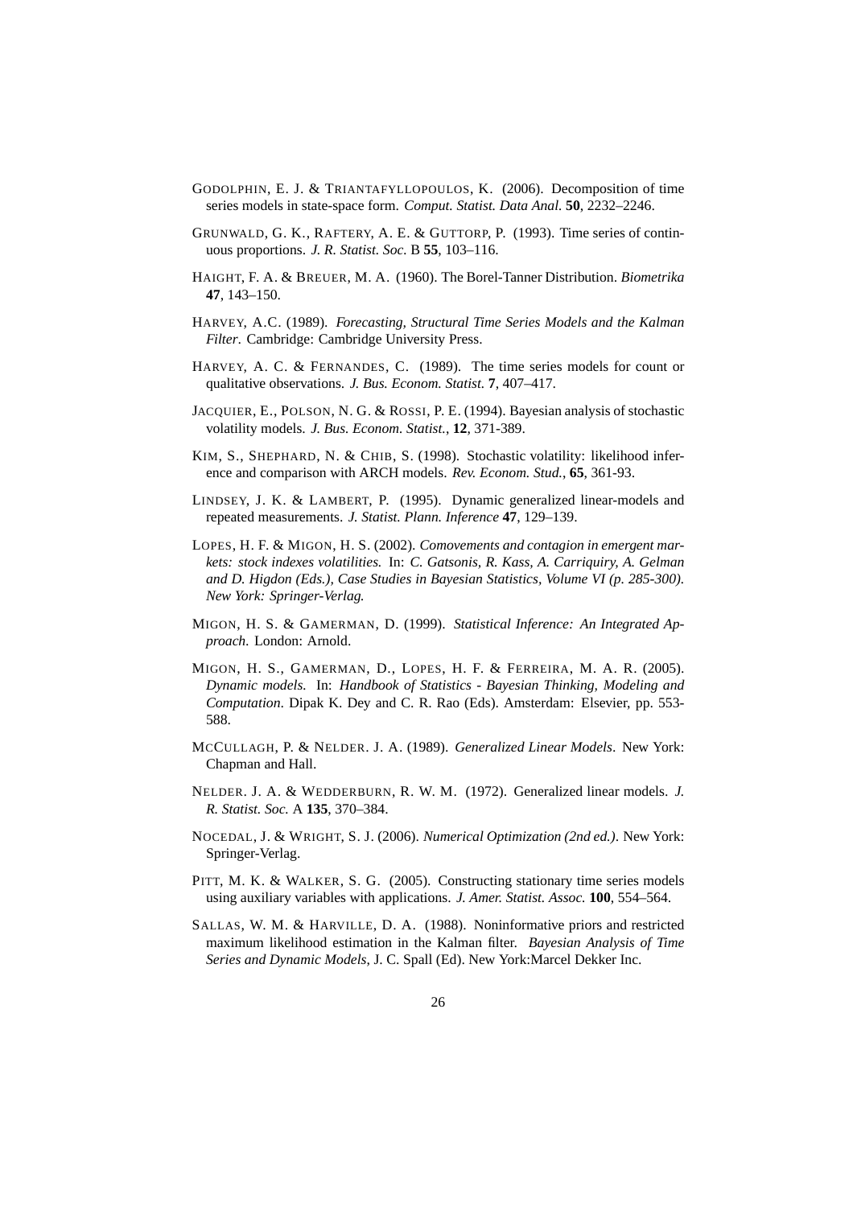GODOLPHIN, E. J. & TRIANTAFYLLOPOULOS, K. (2006). Decomposition of time series models in state-space form. *Comput. Statist. Data Anal.* **50**, 2232–2246.

GRUNWALD, G. K., RAFTERY, A. E. & GUTTORP, P. (1993). Time series of continuous proportions. *J. R. Statist. Soc.* B **55**, 103–116.

HAIGHT, F. A. & BREUER, M. A. (1960). The Borel-Tanner Distribution. *Biometrika* **47**, 143–150.

HARVEY, A.C. (1989). *Forecasting, Structural Time Series Models and the Kalman Filter*. Cambridge: Cambridge University Press.

HARVEY, A. C. & FERNANDES, C. (1989). The time series models for count or qualitative observations. *J. Bus. Econom. Statist.* **7**, 407–417.

JACQUIER, E., POLSON, N. G. & ROSSI, P. E. (1994). Bayesian analysis of stochastic volatility models. *J. Bus. Econom. Statist.*, **12**, 371-389.

KIM, S., SHEPHARD, N. & CHIB, S. (1998). Stochastic volatility: likelihood inference and comparison with ARCH models. *Rev. Econom. Stud.*, **65**, 361-93.

LINDSEY, J. K. & LAMBERT, P. (1995). Dynamic generalized linear-models and repeated measurements. *J. Statist. Plann. Inference* **47**, 129–139.

LOPES, H. F. & MIGON, H. S. (2002). *Comovements and contagion in emergent markets: stock indexes volatilities.* In: *C. Gatsonis, R. Kass, A. Carriquiry, A. Gelman and D. Higdon (Eds.), Case Studies in Bayesian Statistics, Volume VI (p. 285-300). New York: Springer-Verlag.*

MIGON, H. S. & GAMERMAN, D. (1999). *Statistical Inference: An Integrated Approach.* London: Arnold.

MIGON, H. S., GAMERMAN, D., LOPES, H. F. & FERREIRA, M. A. R. (2005). *Dynamic models.* In: *Handbook of Statistics - Bayesian Thinking, Modeling and Computation*. Dipak K. Dey and C. R. Rao (Eds). Amsterdam: Elsevier, pp. 553-588.

MCCULLAGH, P. & NELDER. J. A. (1989). *Generalized Linear Models*. New York: Chapman and Hall.

NELDER. J. A. & WEDDERBURN, R. W. M. (1972). Generalized linear models. *J. R. Statist. Soc.* A **135**, 370–384.

NOCEDAL, J. & WRIGHT, S. J. (2006). *Numerical Optimization (2nd ed.)*. New York: Springer-Verlag.

PITT, M. K. & WALKER, S. G. (2005). Constructing stationary time series models using auxiliary variables with applications. *J. Amer. Statist. Assoc.* **100**, 554–564.

SALLAS, W. M. & HARVILLE, D. A. (1988). Noninformative priors and restricted maximum likelihood estimation in the Kalman filter. *Bayesian Analysis of Time Series and Dynamic Models*, J. C. Spall (Ed). New York:Marcel Dekker Inc.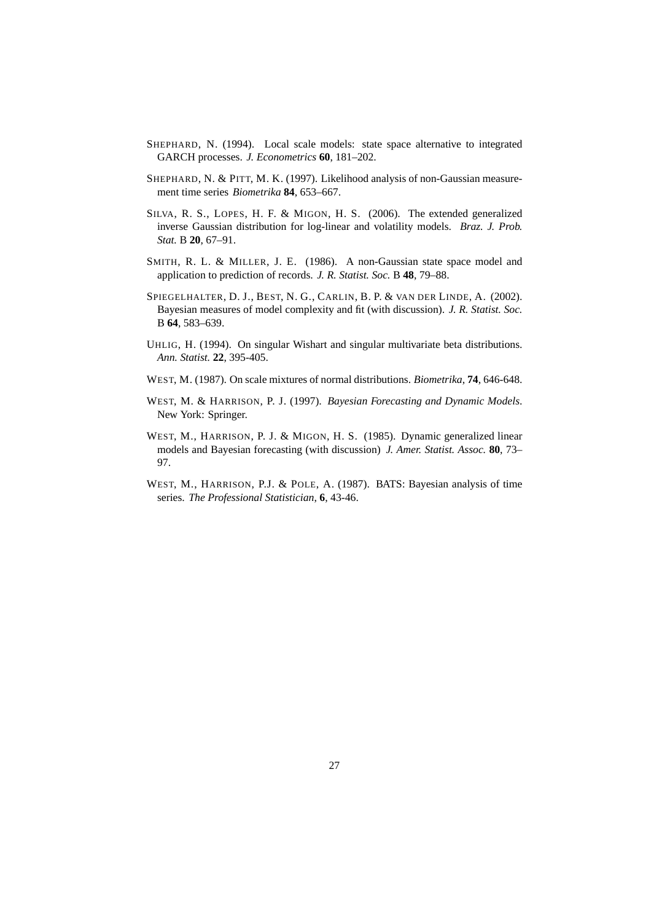SHEPHARD, N. (1994). Local scale models: state space alternative to integrated GARCH processes. *J. Econometrics* **60**, 181–202.

SHEPHARD, N. & PITT, M. K. (1997). Likelihood analysis of non-Gaussian measurement time series *Biometrika* **84**, 653–667.

SILVA, R. S., LOPES, H. F. & MIGON, H. S. (2006). The extended generalized inverse Gaussian distribution for log-linear and volatility models. *Braz. J. Prob. Stat.* B **20**, 67–91.

SMITH, R. L. & MILLER, J. E. (1986). A non-Gaussian state space model and application to prediction of records. *J. R. Statist. Soc.* B **48**, 79–88.

SPIEGELHALTER, D. J., BEST, N. G., CARLIN, B. P. & VAN DER LINDE, A. (2002). Bayesian measures of model complexity and fit (with discussion). *J. R. Statist. Soc.* B **64**, 583–639.

UHLIG, H. (1994). On singular Wishart and singular multivariate beta distributions. *Ann. Statist.* **22**, 395-405.

WEST, M. (1987). On scale mixtures of normal distributions. *Biometrika*, **74**, 646-648.

WEST, M. & HARRISON, P. J. (1997). *Bayesian Forecasting and Dynamic Models*. New York: Springer.

WEST, M., HARRISON, P. J. & MIGON, H. S. (1985). Dynamic generalized linear models and Bayesian forecasting (with discussion) *J. Amer. Statist. Assoc.* **80**, 73–97.

WEST, M., HARRISON, P.J. & POLE, A. (1987). BATS: Bayesian analysis of time series. *The Professional Statistician*, **6**, 43-46.